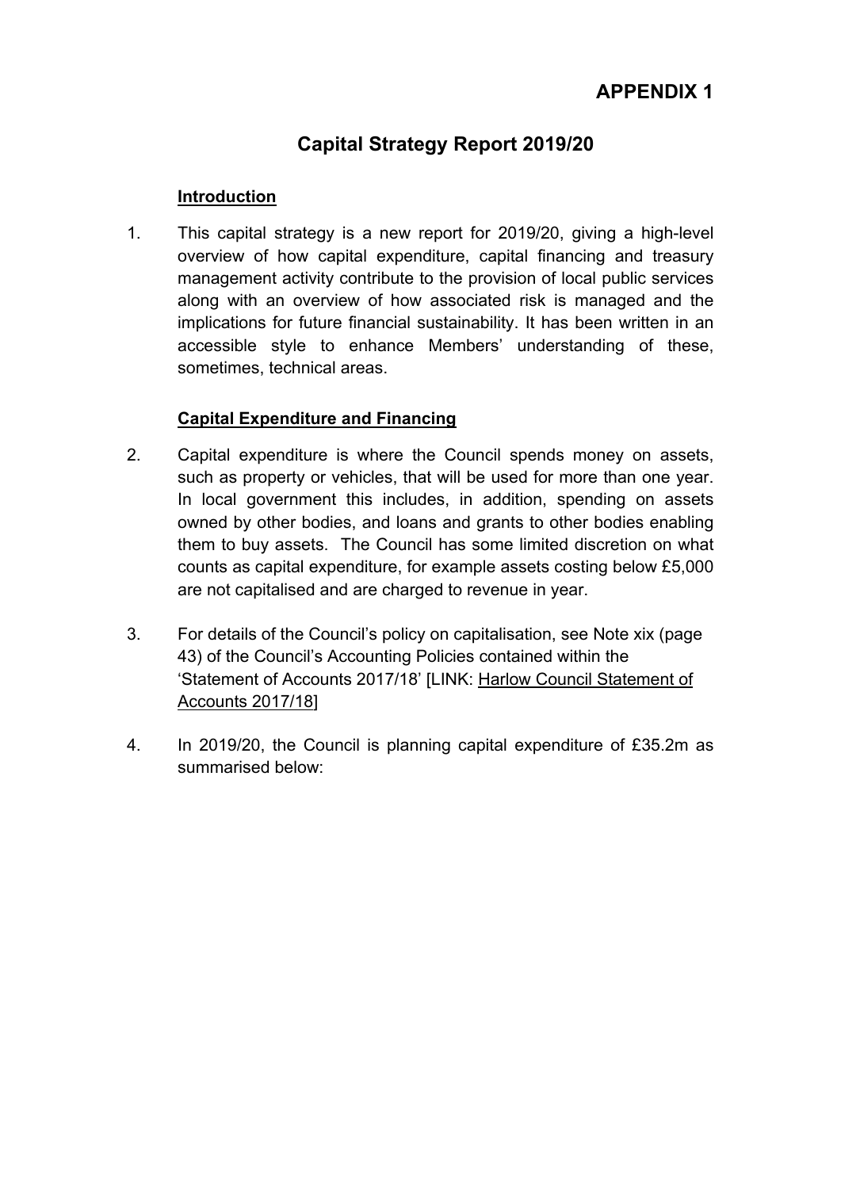**APPENDIX 1**

# Capital Strategy Report 2019/20

## Introduction

1. This capital strategy is a new report for 2019/20, giving a high-level overview of how capital expenditure, capital financing and treasury management activity contribute to the provision of local public services along with an overview of how associated risk is managed and the implications for future financial sustainability. It has been written in an accessible style to enhance Members' understanding of these, sometimes, technical areas.

## Capital Expenditure and Financing

2. Capital expenditure is where the Council spends money on assets, such as property or vehicles, that will be used for more than one year. In local government this includes, in addition, spending on assets owned by other bodies, and loans and grants to other bodies enabling them to buy assets. The Council has some limited discretion on what counts as capital expenditure, for example assets costing below £5,000 are not capitalised and are charged to revenue in year.

3. For details of the Council's policy on capitalisation, see Note xix (page 43) of the Council's Accounting Policies contained within the 'Statement of Accounts 2017/18' [LINK: Harlow Council Statement of Accounts 2017/18]

4. In 2019/20, the Council is planning capital expenditure of £35.2m as summarised below: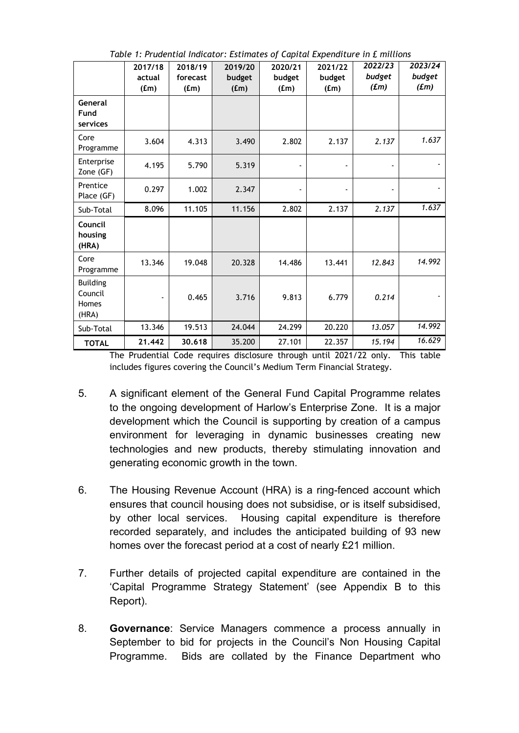*Table 1: Prudential Indicator: Estimates of Capital Expenditure in £ millions*

| | 2017/18 actual (£m) | 2018/19 forecast (£m) | 2019/20 budget (£m) | 2020/21 budget (£m) | 2021/22 budget (£m) | *2022/23 budget (£m)* | *2023/24 budget (£m)* |
|---|---|---|---|---|---|---|---|
| **General Fund services** | | | | | | | |
| Core Programme | 3.604 | 4.313 | 3.490 | 2.802 | 2.137 | *2.137* | *1.637* |
| Enterprise Zone (GF) | 4.195 | 5.790 | 5.319 | - | - | - | - |
| Prentice Place (GF) | 0.297 | 1.002 | 2.347 | - | - | - | - |
| Sub-Total | 8.096 | 11.105 | 11.156 | 2.802 | 2.137 | *2.137* | *1.637* |
| **Council housing (HRA)** | | | | | | | |
| Core Programme | 13.346 | 19.048 | 20.328 | 14.486 | 13.441 | *12.843* | *14.992* |
| Building Council Homes (HRA) | - | 0.465 | 3.716 | 9.813 | 6.779 | *0.214* | - |
| Sub-Total | 13.346 | 19.513 | 24.044 | 24.299 | 20.220 | *13.057* | *14.992* |
| **TOTAL** | **21.442** | **30.618** | 35.200 | 27.101 | 22.357 | *15.194* | *16.629* |

The Prudential Code requires disclosure through until 2021/22 only. This table includes figures covering the Council's Medium Term Financial Strategy.

5. A significant element of the General Fund Capital Programme relates to the ongoing development of Harlow's Enterprise Zone. It is a major development which the Council is supporting by creation of a campus environment for leveraging in dynamic businesses creating new technologies and new products, thereby stimulating innovation and generating economic growth in the town.

6. The Housing Revenue Account (HRA) is a ring-fenced account which ensures that council housing does not subsidise, or is itself subsidised, by other local services. Housing capital expenditure is therefore recorded separately, and includes the anticipated building of 93 new homes over the forecast period at a cost of nearly £21 million.

7. Further details of projected capital expenditure are contained in the 'Capital Programme Strategy Statement' (see Appendix B to this Report).

8. **Governance**: Service Managers commence a process annually in September to bid for projects in the Council's Non Housing Capital Programme. Bids are collated by the Finance Department who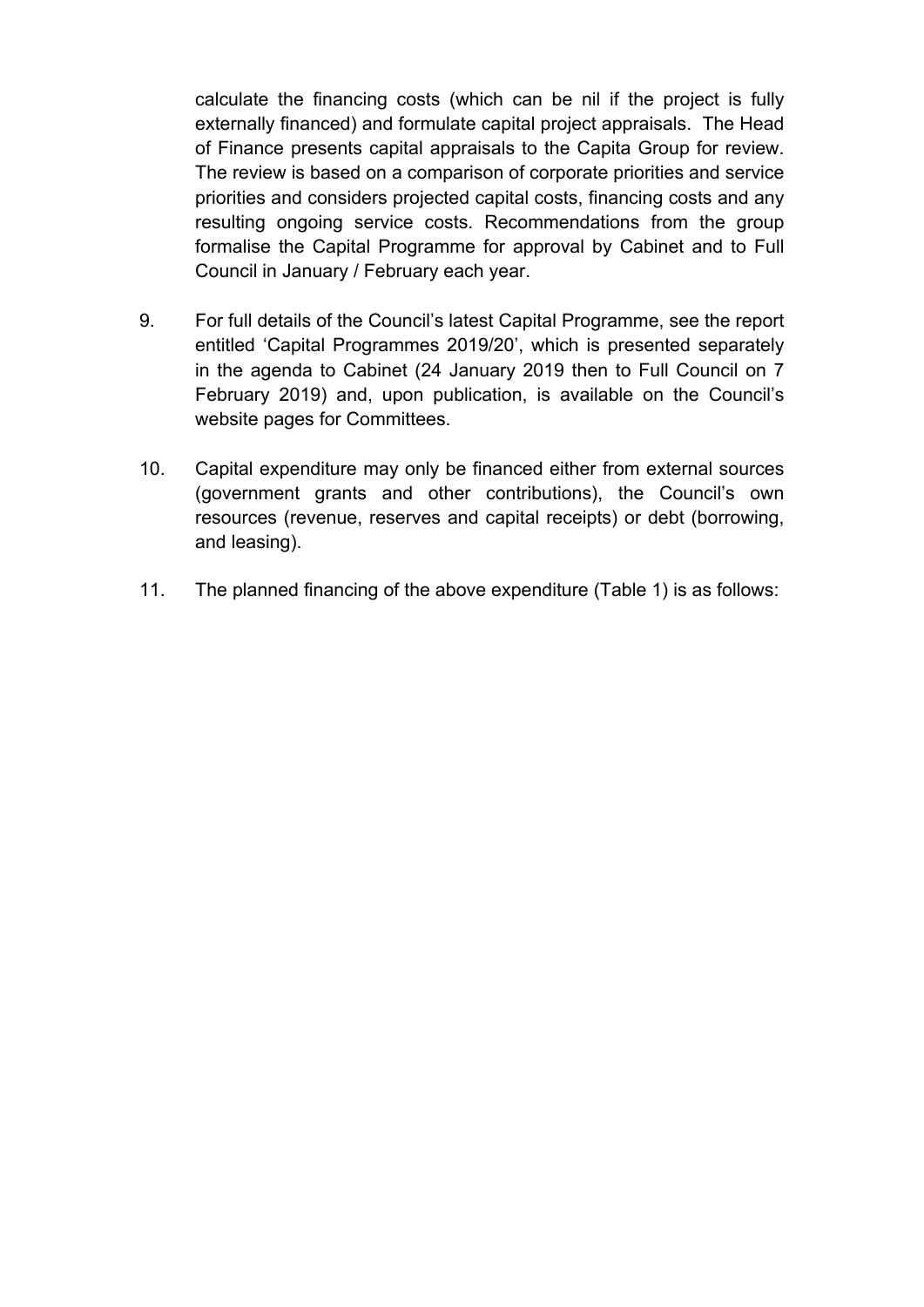calculate the financing costs (which can be nil if the project is fully externally financed) and formulate capital project appraisals. The Head of Finance presents capital appraisals to the Capita Group for review. The review is based on a comparison of corporate priorities and service priorities and considers projected capital costs, financing costs and any resulting ongoing service costs. Recommendations from the group formalise the Capital Programme for approval by Cabinet and to Full Council in January / February each year.

9. For full details of the Council's latest Capital Programme, see the report entitled 'Capital Programmes 2019/20', which is presented separately in the agenda to Cabinet (24 January 2019 then to Full Council on 7 February 2019) and, upon publication, is available on the Council's website pages for Committees.

10. Capital expenditure may only be financed either from external sources (government grants and other contributions), the Council's own resources (revenue, reserves and capital receipts) or debt (borrowing, and leasing).

11. The planned financing of the above expenditure (Table 1) is as follows: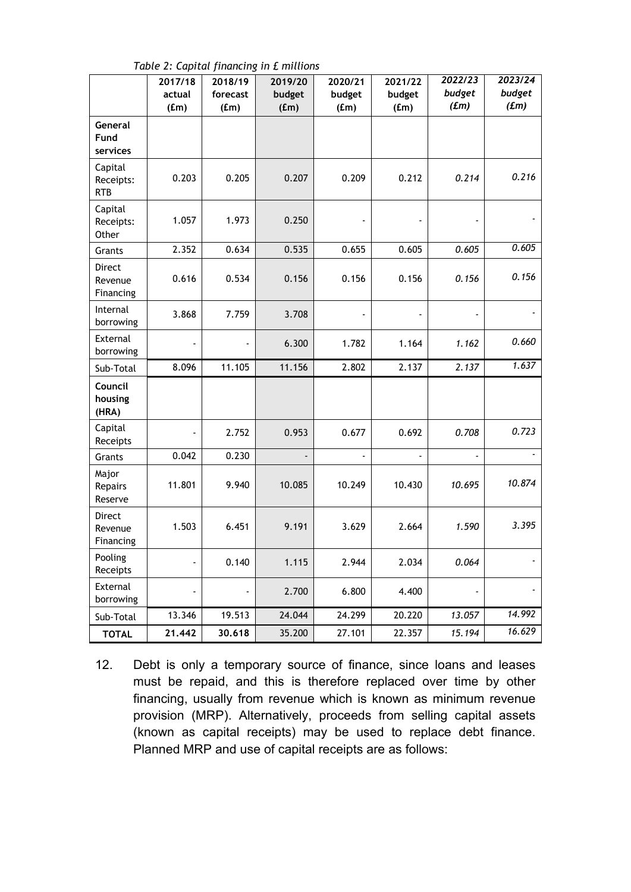*Table 2: Capital financing in £ millions*

| | 2017/18 actual (£m) | 2018/19 forecast (£m) | 2019/20 budget (£m) | 2020/21 budget (£m) | 2021/22 budget (£m) | *2022/23 budget (£m)* | *2023/24 budget (£m)* |
|---|---|---|---|---|---|---|---|
| **General Fund services** | | | | | | | |
| Capital Receipts: RTB | 0.203 | 0.205 | 0.207 | 0.209 | 0.212 | *0.214* | *0.216* |
| Capital Receipts: Other | 1.057 | 1.973 | 0.250 | - | - | - | - |
| Grants | 2.352 | 0.634 | 0.535 | 0.655 | 0.605 | *0.605* | *0.605* |
| Direct Revenue Financing | 0.616 | 0.534 | 0.156 | 0.156 | 0.156 | *0.156* | *0.156* |
| Internal borrowing | 3.868 | 7.759 | 3.708 | - | - | - | - |
| External borrowing | - | - | 6.300 | 1.782 | 1.164 | *1.162* | *0.660* |
| Sub-Total | 8.096 | 11.105 | 11.156 | 2.802 | 2.137 | *2.137* | *1.637* |
| **Council housing (HRA)** | | | | | | | |
| Capital Receipts | - | 2.752 | 0.953 | 0.677 | 0.692 | *0.708* | *0.723* |
| Grants | 0.042 | 0.230 | - | - | - | - | - |
| Major Repairs Reserve | 11.801 | 9.940 | 10.085 | 10.249 | 10.430 | *10.695* | *10.874* |
| Direct Revenue Financing | 1.503 | 6.451 | 9.191 | 3.629 | 2.664 | *1.590* | *3.395* |
| Pooling Receipts | - | 0.140 | 1.115 | 2.944 | 2.034 | *0.064* | - |
| External borrowing | - | - | 2.700 | 6.800 | 4.400 | - | - |
| Sub-Total | 13.346 | 19.513 | 24.044 | 24.299 | 20.220 | *13.057* | *14.992* |
| **TOTAL** | **21.442** | **30.618** | 35.200 | 27.101 | 22.357 | *15.194* | *16.629* |

12. Debt is only a temporary source of finance, since loans and leases must be repaid, and this is therefore replaced over time by other financing, usually from revenue which is known as minimum revenue provision (MRP). Alternatively, proceeds from selling capital assets (known as capital receipts) may be used to replace debt finance. Planned MRP and use of capital receipts are as follows: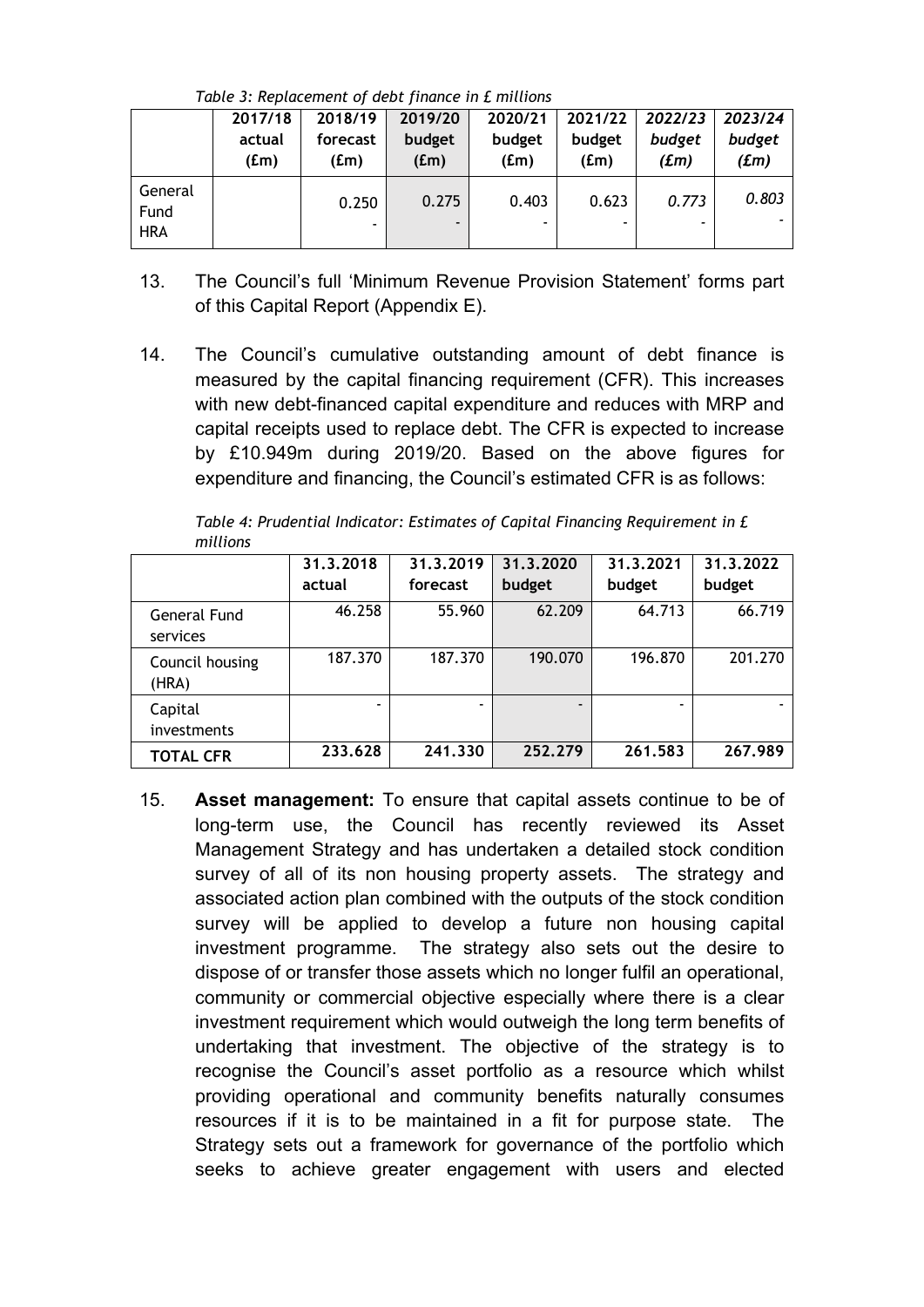*Table 3: Replacement of debt finance in £ millions*

| | 2017/18 actual (£m) | 2018/19 forecast (£m) | 2019/20 budget (£m) | 2020/21 budget (£m) | 2021/22 budget (£m) | *2022/23 budget (£m)* | *2023/24 budget (£m)* |
|---|---|---|---|---|---|---|---|
| General Fund | | 0.250 | 0.275 | 0.403 | 0.623 | *0.773* | *0.803* |
| HRA | | - | - | - | - | - | - |

13. The Council's full 'Minimum Revenue Provision Statement' forms part of this Capital Report (Appendix E).

14. The Council's cumulative outstanding amount of debt finance is measured by the capital financing requirement (CFR). This increases with new debt-financed capital expenditure and reduces with MRP and capital receipts used to replace debt. The CFR is expected to increase by £10.949m during 2019/20. Based on the above figures for expenditure and financing, the Council's estimated CFR is as follows:

*Table 4: Prudential Indicator: Estimates of Capital Financing Requirement in £ millions*

| | 31.3.2018 actual | 31.3.2019 forecast | 31.3.2020 budget | 31.3.2021 budget | 31.3.2022 budget |
|---|---|---|---|---|---|
| General Fund services | 46.258 | 55.960 | 62.209 | 64.713 | 66.719 |
| Council housing (HRA) | 187.370 | 187.370 | 190.070 | 196.870 | 201.270 |
| Capital investments | - | - | - | - | - |
| **TOTAL CFR** | **233.628** | **241.330** | **252.279** | **261.583** | **267.989** |

15. **Asset management:** To ensure that capital assets continue to be of long-term use, the Council has recently reviewed its Asset Management Strategy and has undertaken a detailed stock condition survey of all of its non housing property assets. The strategy and associated action plan combined with the outputs of the stock condition survey will be applied to develop a future non housing capital investment programme. The strategy also sets out the desire to dispose of or transfer those assets which no longer fulfil an operational, community or commercial objective especially where there is a clear investment requirement which would outweigh the long term benefits of undertaking that investment. The objective of the strategy is to recognise the Council's asset portfolio as a resource which whilst providing operational and community benefits naturally consumes resources if it is to be maintained in a fit for purpose state. The Strategy sets out a framework for governance of the portfolio which seeks to achieve greater engagement with users and elected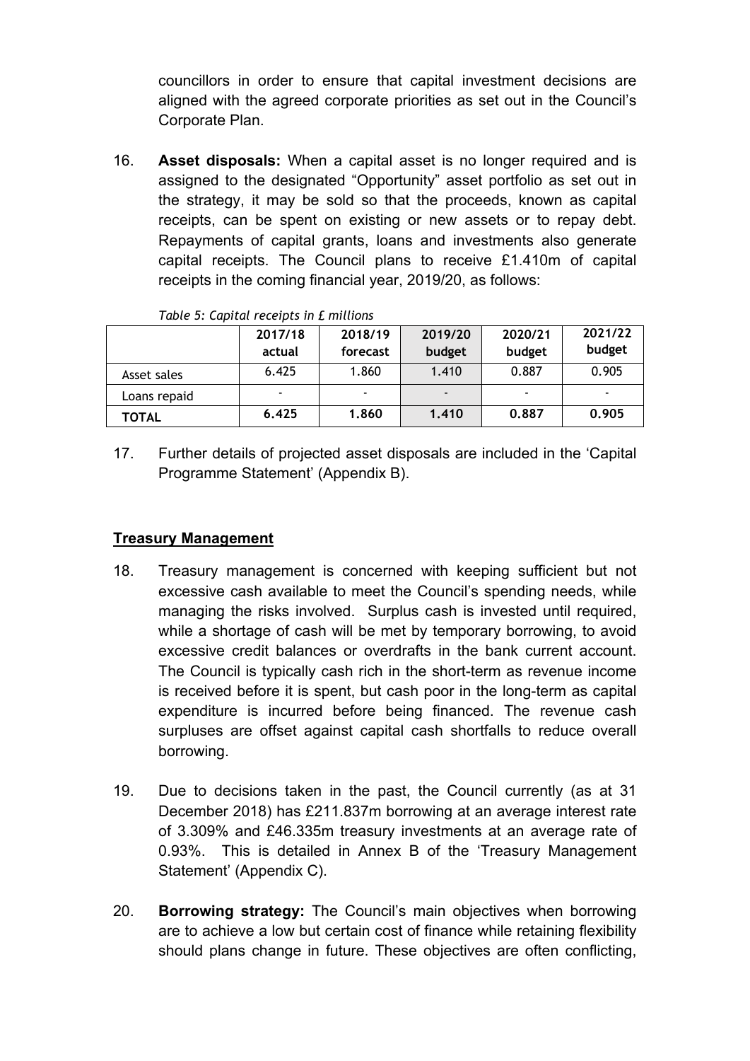councillors in order to ensure that capital investment decisions are aligned with the agreed corporate priorities as set out in the Council's Corporate Plan.

16. **Asset disposals:** When a capital asset is no longer required and is assigned to the designated "Opportunity" asset portfolio as set out in the strategy, it may be sold so that the proceeds, known as capital receipts, can be spent on existing or new assets or to repay debt. Repayments of capital grants, loans and investments also generate capital receipts. The Council plans to receive £1.410m of capital receipts in the coming financial year, 2019/20, as follows:

*Table 5: Capital receipts in £ millions*

| | 2017/18 actual | 2018/19 forecast | 2019/20 budget | 2020/21 budget | 2021/22 budget |
|---|---|---|---|---|---|
| Asset sales | 6.425 | 1.860 | 1.410 | 0.887 | 0.905 |
| Loans repaid | - | - | - | - | - |
| **TOTAL** | **6.425** | **1.860** | **1.410** | **0.887** | **0.905** |

17. Further details of projected asset disposals are included in the 'Capital Programme Statement' (Appendix B).

## Treasury Management

18. Treasury management is concerned with keeping sufficient but not excessive cash available to meet the Council's spending needs, while managing the risks involved. Surplus cash is invested until required, while a shortage of cash will be met by temporary borrowing, to avoid excessive credit balances or overdrafts in the bank current account. The Council is typically cash rich in the short-term as revenue income is received before it is spent, but cash poor in the long-term as capital expenditure is incurred before being financed. The revenue cash surpluses are offset against capital cash shortfalls to reduce overall borrowing.

19. Due to decisions taken in the past, the Council currently (as at 31 December 2018) has £211.837m borrowing at an average interest rate of 3.309% and £46.335m treasury investments at an average rate of 0.93%. This is detailed in Annex B of the 'Treasury Management Statement' (Appendix C).

20. **Borrowing strategy:** The Council's main objectives when borrowing are to achieve a low but certain cost of finance while retaining flexibility should plans change in future. These objectives are often conflicting,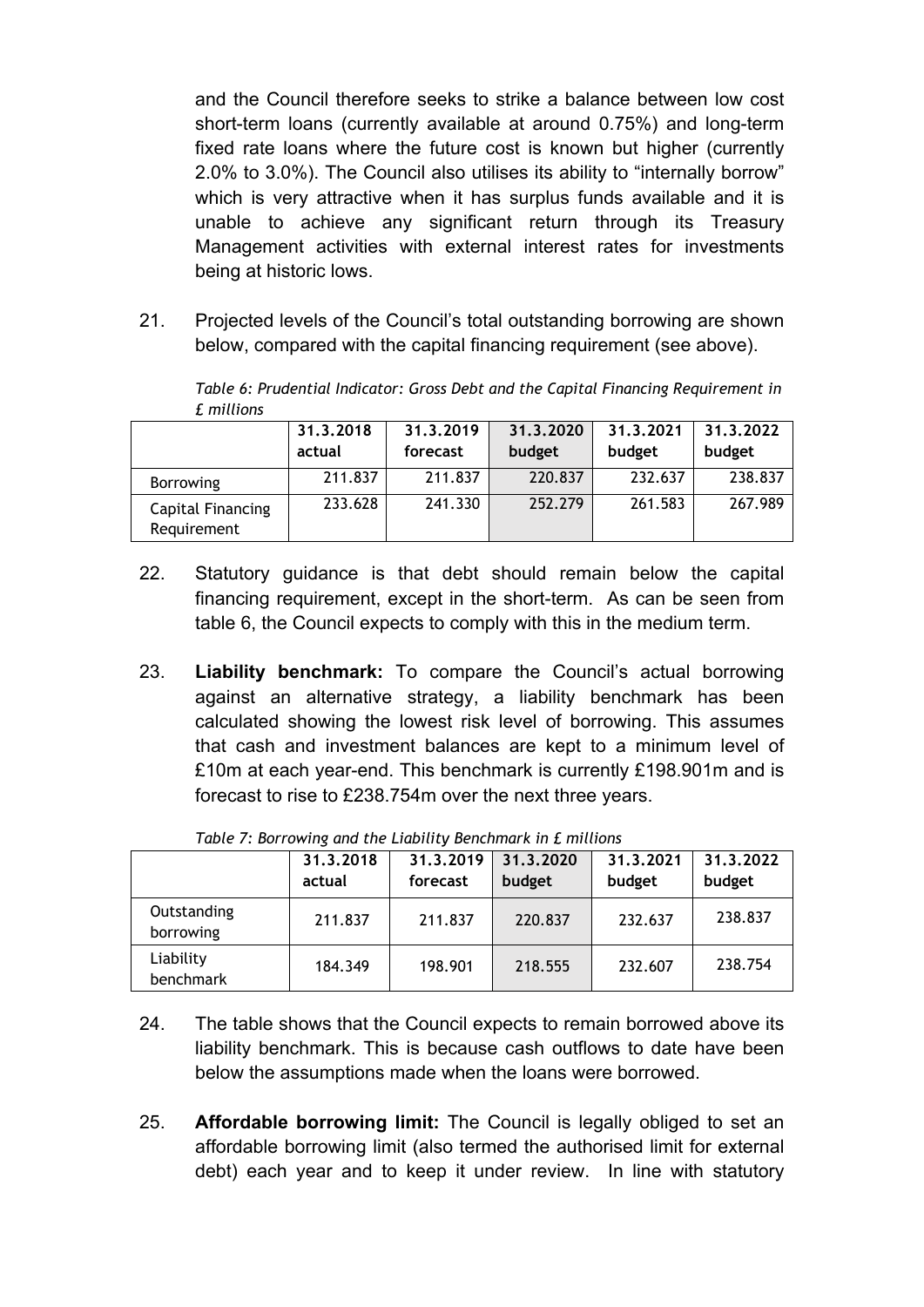and the Council therefore seeks to strike a balance between low cost short-term loans (currently available at around 0.75%) and long-term fixed rate loans where the future cost is known but higher (currently 2.0% to 3.0%). The Council also utilises its ability to "internally borrow" which is very attractive when it has surplus funds available and it is unable to achieve any significant return through its Treasury Management activities with external interest rates for investments being at historic lows.

21. Projected levels of the Council's total outstanding borrowing are shown below, compared with the capital financing requirement (see above).

*Table 6: Prudential Indicator: Gross Debt and the Capital Financing Requirement in £ millions*

| | 31.3.2018 actual | 31.3.2019 forecast | 31.3.2020 budget | 31.3.2021 budget | 31.3.2022 budget |
|---|---|---|---|---|---|
| Borrowing | 211.837 | 211.837 | 220.837 | 232.637 | 238.837 |
| Capital Financing Requirement | 233.628 | 241.330 | 252.279 | 261.583 | 267.989 |

22. Statutory guidance is that debt should remain below the capital financing requirement, except in the short-term. As can be seen from table 6, the Council expects to comply with this in the medium term.

23. **Liability benchmark:** To compare the Council's actual borrowing against an alternative strategy, a liability benchmark has been calculated showing the lowest risk level of borrowing. This assumes that cash and investment balances are kept to a minimum level of £10m at each year-end. This benchmark is currently £198.901m and is forecast to rise to £238.754m over the next three years.

*Table 7: Borrowing and the Liability Benchmark in £ millions*

| | 31.3.2018 actual | 31.3.2019 forecast | 31.3.2020 budget | 31.3.2021 budget | 31.3.2022 budget |
|---|---|---|---|---|---|
| Outstanding borrowing | 211.837 | 211.837 | 220.837 | 232.637 | 238.837 |
| Liability benchmark | 184.349 | 198.901 | 218.555 | 232.607 | 238.754 |

24. The table shows that the Council expects to remain borrowed above its liability benchmark. This is because cash outflows to date have been below the assumptions made when the loans were borrowed.

25. **Affordable borrowing limit:** The Council is legally obliged to set an affordable borrowing limit (also termed the authorised limit for external debt) each year and to keep it under review. In line with statutory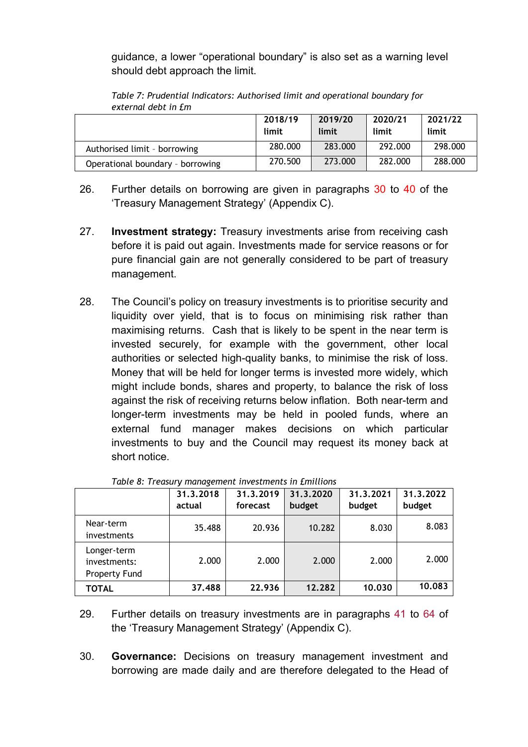guidance, a lower "operational boundary" is also set as a warning level should debt approach the limit.

*Table 7: Prudential Indicators: Authorised limit and operational boundary for external debt in £m*

| | 2018/19 limit | 2019/20 limit | 2020/21 limit | 2021/22 limit |
|---|---|---|---|---|
| Authorised limit – borrowing | 280.000 | 283.000 | 292.000 | 298.000 |
| Operational boundary – borrowing | 270.500 | 273.000 | 282.000 | 288.000 |

26. Further details on borrowing are given in paragraphs 30 to 40 of the 'Treasury Management Strategy' (Appendix C).

27. **Investment strategy:** Treasury investments arise from receiving cash before it is paid out again. Investments made for service reasons or for pure financial gain are not generally considered to be part of treasury management.

28. The Council's policy on treasury investments is to prioritise security and liquidity over yield, that is to focus on minimising risk rather than maximising returns. Cash that is likely to be spent in the near term is invested securely, for example with the government, other local authorities or selected high-quality banks, to minimise the risk of loss. Money that will be held for longer terms is invested more widely, which might include bonds, shares and property, to balance the risk of loss against the risk of receiving returns below inflation. Both near-term and longer-term investments may be held in pooled funds, where an external fund manager makes decisions on which particular investments to buy and the Council may request its money back at short notice.

*Table 8: Treasury management investments in £millions*

| | 31.3.2018 actual | 31.3.2019 forecast | 31.3.2020 budget | 31.3.2021 budget | 31.3.2022 budget |
|---|---|---|---|---|---|
| Near-term investments | 35.488 | 20.936 | 10.282 | 8.030 | 8.083 |
| Longer-term investments: Property Fund | 2.000 | 2.000 | 2.000 | 2.000 | 2.000 |
| **TOTAL** | **37.488** | **22.936** | **12.282** | **10.030** | **10.083** |

29. Further details on treasury investments are in paragraphs 41 to 64 of the 'Treasury Management Strategy' (Appendix C).

30. **Governance:** Decisions on treasury management investment and borrowing are made daily and are therefore delegated to the Head of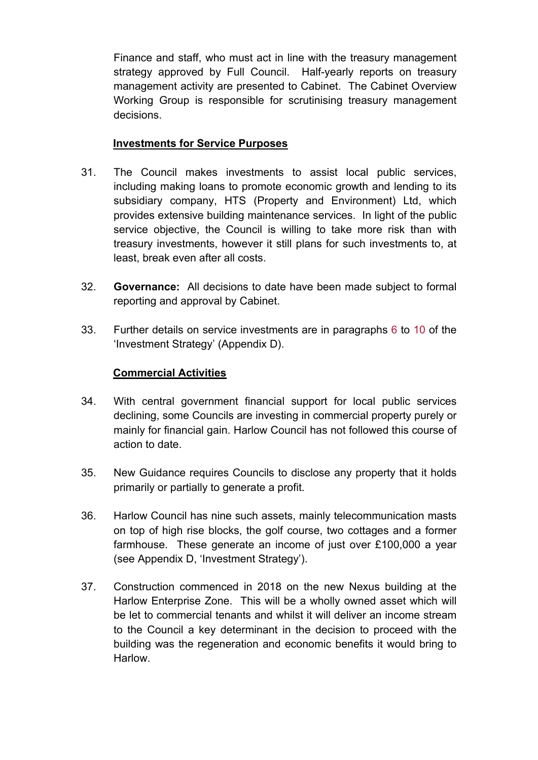Finance and staff, who must act in line with the treasury management strategy approved by Full Council. Half-yearly reports on treasury management activity are presented to Cabinet. The Cabinet Overview Working Group is responsible for scrutinising treasury management decisions.

## Investments for Service Purposes

31. The Council makes investments to assist local public services, including making loans to promote economic growth and lending to its subsidiary company, HTS (Property and Environment) Ltd, which provides extensive building maintenance services. In light of the public service objective, the Council is willing to take more risk than with treasury investments, however it still plans for such investments to, at least, break even after all costs.

32. **Governance:** All decisions to date have been made subject to formal reporting and approval by Cabinet.

33. Further details on service investments are in paragraphs 6 to 10 of the 'Investment Strategy' (Appendix D).

## Commercial Activities

34. With central government financial support for local public services declining, some Councils are investing in commercial property purely or mainly for financial gain. Harlow Council has not followed this course of action to date.

35. New Guidance requires Councils to disclose any property that it holds primarily or partially to generate a profit.

36. Harlow Council has nine such assets, mainly telecommunication masts on top of high rise blocks, the golf course, two cottages and a former farmhouse. These generate an income of just over £100,000 a year (see Appendix D, 'Investment Strategy').

37. Construction commenced in 2018 on the new Nexus building at the Harlow Enterprise Zone. This will be a wholly owned asset which will be let to commercial tenants and whilst it will deliver an income stream to the Council a key determinant in the decision to proceed with the building was the regeneration and economic benefits it would bring to Harlow.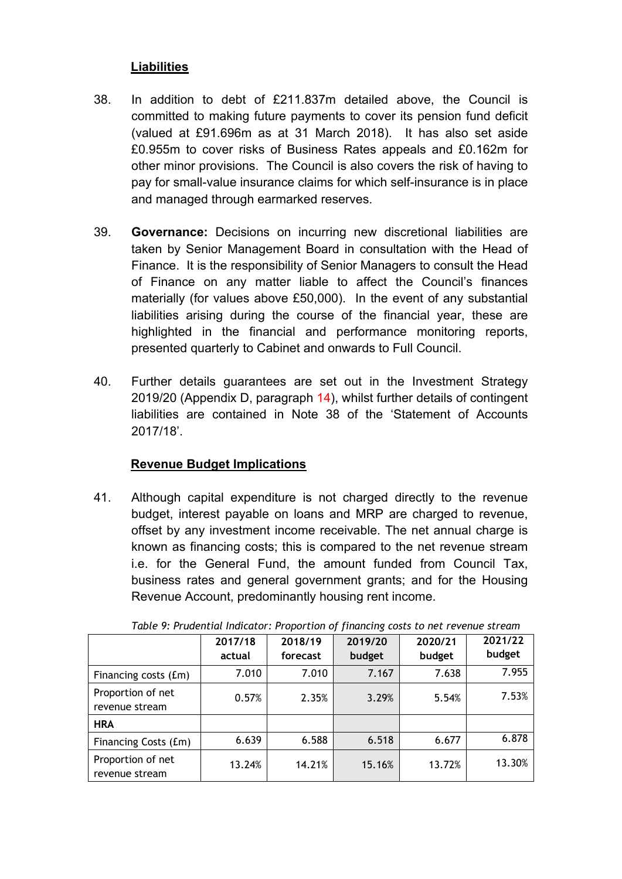## Liabilities

38. In addition to debt of £211.837m detailed above, the Council is committed to making future payments to cover its pension fund deficit (valued at £91.696m as at 31 March 2018). It has also set aside £0.955m to cover risks of Business Rates appeals and £0.162m for other minor provisions. The Council is also covers the risk of having to pay for small-value insurance claims for which self-insurance is in place and managed through earmarked reserves.

39. **Governance:** Decisions on incurring new discretional liabilities are taken by Senior Management Board in consultation with the Head of Finance. It is the responsibility of Senior Managers to consult the Head of Finance on any matter liable to affect the Council's finances materially (for values above £50,000). In the event of any substantial liabilities arising during the course of the financial year, these are highlighted in the financial and performance monitoring reports, presented quarterly to Cabinet and onwards to Full Council.

40. Further details guarantees are set out in the Investment Strategy 2019/20 (Appendix D, paragraph 14), whilst further details of contingent liabilities are contained in Note 38 of the 'Statement of Accounts 2017/18'.

## Revenue Budget Implications

41. Although capital expenditure is not charged directly to the revenue budget, interest payable on loans and MRP are charged to revenue, offset by any investment income receivable. The net annual charge is known as financing costs; this is compared to the net revenue stream i.e. for the General Fund, the amount funded from Council Tax, business rates and general government grants; and for the Housing Revenue Account, predominantly housing rent income.

*Table 9: Prudential Indicator: Proportion of financing costs to net revenue stream*

| | 2017/18 actual | 2018/19 forecast | 2019/20 budget | 2020/21 budget | 2021/22 budget |
|---|---|---|---|---|---|
| Financing costs (£m) | 7.010 | 7.010 | 7.167 | 7.638 | 7.955 |
| Proportion of net revenue stream | 0.57% | 2.35% | 3.29% | 5.54% | 7.53% |
| **HRA** | | | | | |
| Financing Costs (£m) | 6.639 | 6.588 | 6.518 | 6.677 | 6.878 |
| Proportion of net revenue stream | 13.24% | 14.21% | 15.16% | 13.72% | 13.30% |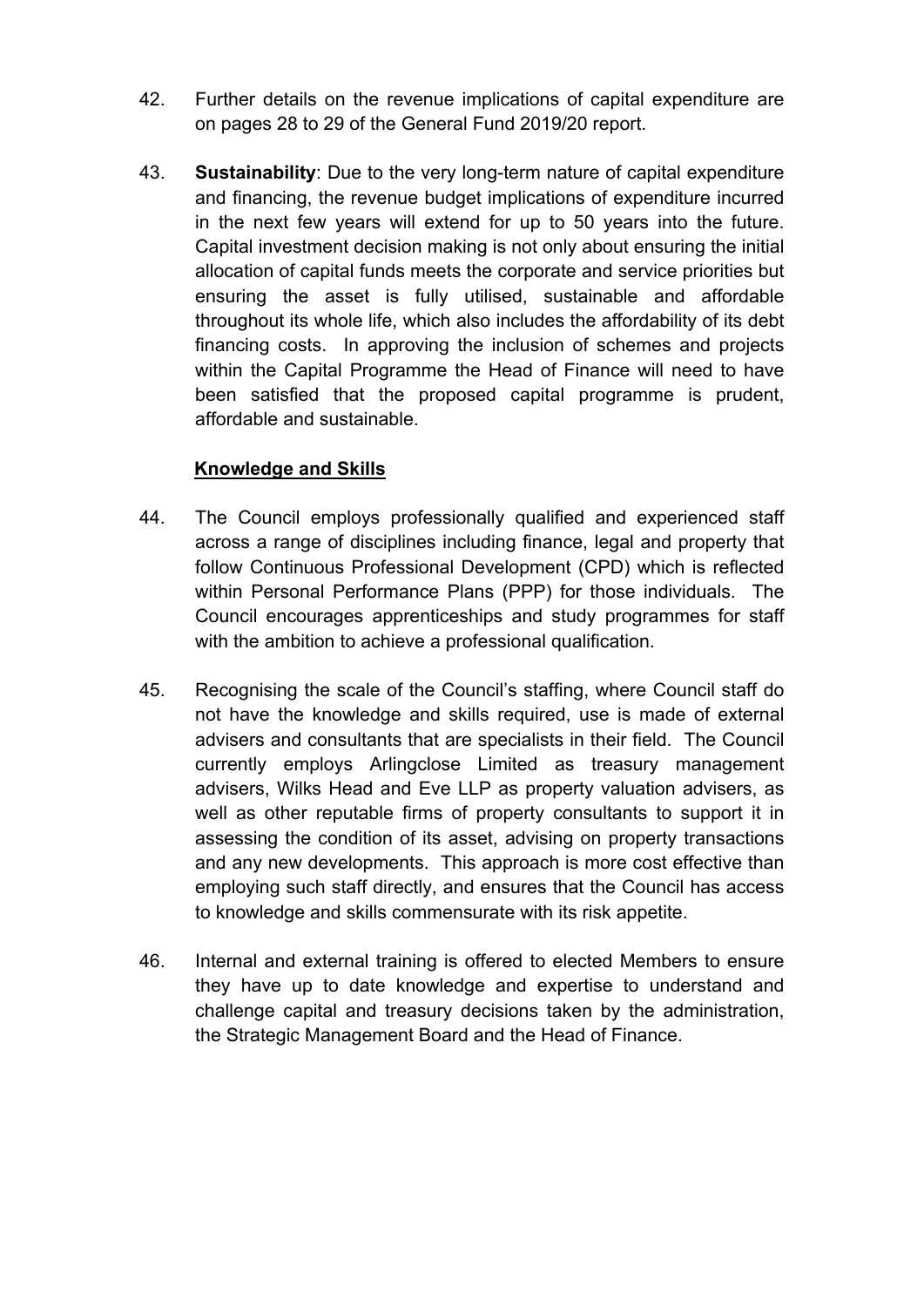42. Further details on the revenue implications of capital expenditure are on pages 28 to 29 of the General Fund 2019/20 report.

43. **Sustainability**: Due to the very long-term nature of capital expenditure and financing, the revenue budget implications of expenditure incurred in the next few years will extend for up to 50 years into the future. Capital investment decision making is not only about ensuring the initial allocation of capital funds meets the corporate and service priorities but ensuring the asset is fully utilised, sustainable and affordable throughout its whole life, which also includes the affordability of its debt financing costs. In approving the inclusion of schemes and projects within the Capital Programme the Head of Finance will need to have been satisfied that the proposed capital programme is prudent, affordable and sustainable.

## Knowledge and Skills

44. The Council employs professionally qualified and experienced staff across a range of disciplines including finance, legal and property that follow Continuous Professional Development (CPD) which is reflected within Personal Performance Plans (PPP) for those individuals. The Council encourages apprenticeships and study programmes for staff with the ambition to achieve a professional qualification.

45. Recognising the scale of the Council's staffing, where Council staff do not have the knowledge and skills required, use is made of external advisers and consultants that are specialists in their field. The Council currently employs Arlingclose Limited as treasury management advisers, Wilks Head and Eve LLP as property valuation advisers, as well as other reputable firms of property consultants to support it in assessing the condition of its asset, advising on property transactions and any new developments. This approach is more cost effective than employing such staff directly, and ensures that the Council has access to knowledge and skills commensurate with its risk appetite.

46. Internal and external training is offered to elected Members to ensure they have up to date knowledge and expertise to understand and challenge capital and treasury decisions taken by the administration, the Strategic Management Board and the Head of Finance.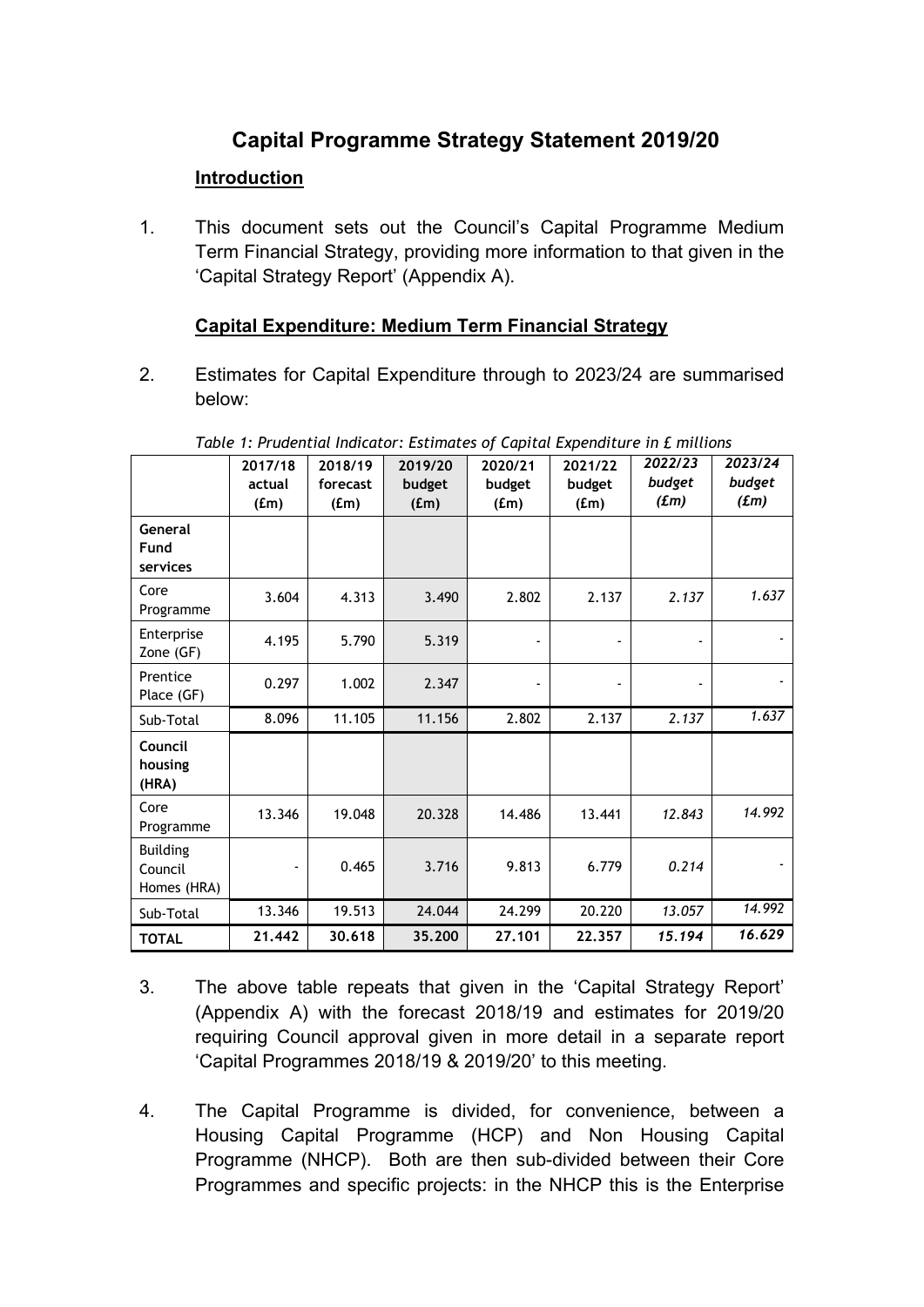# Capital Programme Strategy Statement 2019/20

## Introduction

1. This document sets out the Council's Capital Programme Medium Term Financial Strategy, providing more information to that given in the 'Capital Strategy Report' (Appendix A).

## Capital Expenditure: Medium Term Financial Strategy

2. Estimates for Capital Expenditure through to 2023/24 are summarised below:

*Table 1: Prudential Indicator: Estimates of Capital Expenditure in £ millions*

| | 2017/18 actual (£m) | 2018/19 forecast (£m) | 2019/20 budget (£m) | 2020/21 budget (£m) | 2021/22 budget (£m) | *2022/23 budget (£m)* | *2023/24 budget (£m)* |
|---|---|---|---|---|---|---|---|
| **General Fund services** | | | | | | | |
| Core Programme | 3.604 | 4.313 | 3.490 | 2.802 | 2.137 | *2.137* | *1.637* |
| Enterprise Zone (GF) | 4.195 | 5.790 | 5.319 | - | - | - | - |
| Prentice Place (GF) | 0.297 | 1.002 | 2.347 | - | - | - | - |
| Sub-Total | 8.096 | 11.105 | 11.156 | 2.802 | 2.137 | *2.137* | *1.637* |
| **Council housing (HRA)** | | | | | | | |
| Core Programme | 13.346 | 19.048 | 20.328 | 14.486 | 13.441 | *12.843* | *14.992* |
| Building Council Homes (HRA) | - | 0.465 | 3.716 | 9.813 | 6.779 | *0.214* | - |
| Sub-Total | 13.346 | 19.513 | 24.044 | 24.299 | 20.220 | *13.057* | *14.992* |
| **TOTAL** | **21.442** | **30.618** | **35.200** | **27.101** | **22.357** | ***15.194*** | ***16.629*** |

3. The above table repeats that given in the 'Capital Strategy Report' (Appendix A) with the forecast 2018/19 and estimates for 2019/20 requiring Council approval given in more detail in a separate report 'Capital Programmes 2018/19 & 2019/20' to this meeting.

4. The Capital Programme is divided, for convenience, between a Housing Capital Programme (HCP) and Non Housing Capital Programme (NHCP). Both are then sub-divided between their Core Programmes and specific projects: in the NHCP this is the Enterprise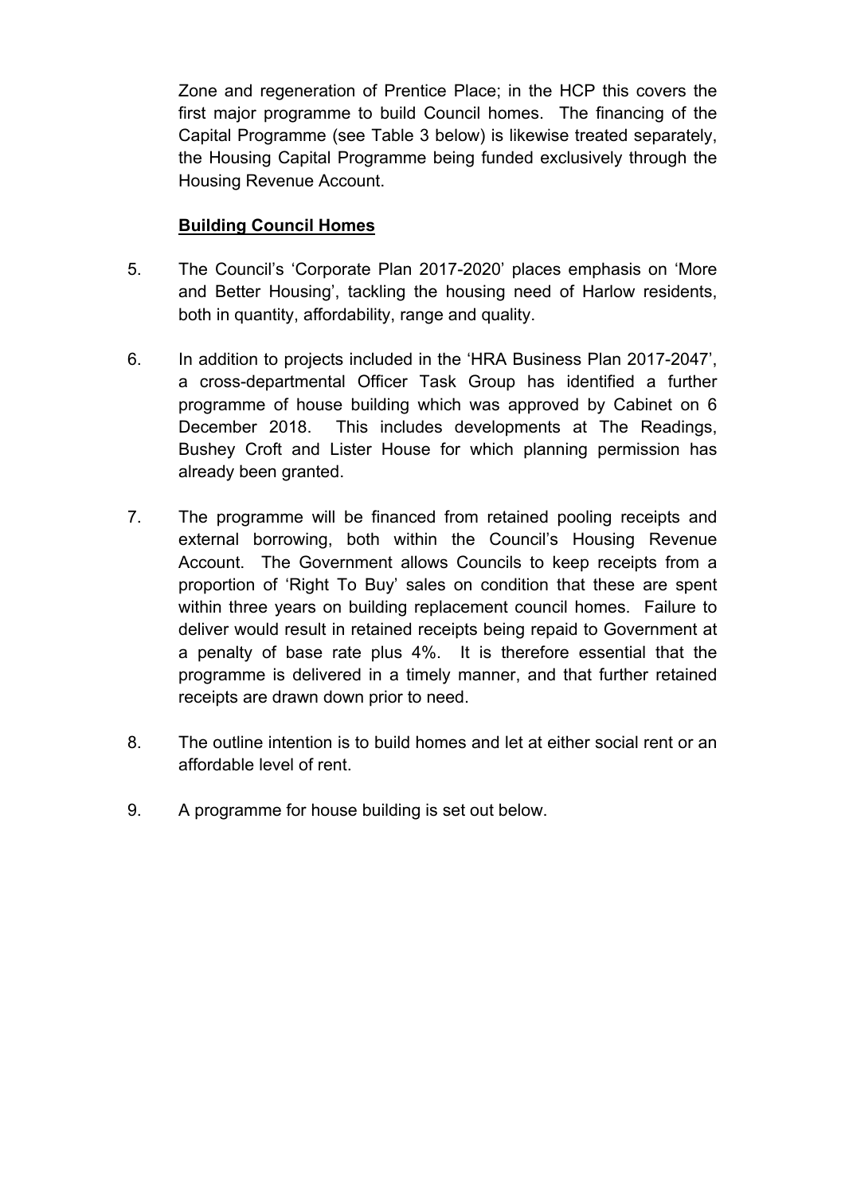Zone and regeneration of Prentice Place; in the HCP this covers the first major programme to build Council homes. The financing of the Capital Programme (see Table 3 below) is likewise treated separately, the Housing Capital Programme being funded exclusively through the Housing Revenue Account.

**Building Council Homes**

5. The Council's 'Corporate Plan 2017-2020' places emphasis on 'More and Better Housing', tackling the housing need of Harlow residents, both in quantity, affordability, range and quality.

6. In addition to projects included in the 'HRA Business Plan 2017-2047', a cross-departmental Officer Task Group has identified a further programme of house building which was approved by Cabinet on 6 December 2018. This includes developments at The Readings, Bushey Croft and Lister House for which planning permission has already been granted.

7. The programme will be financed from retained pooling receipts and external borrowing, both within the Council's Housing Revenue Account. The Government allows Councils to keep receipts from a proportion of 'Right To Buy' sales on condition that these are spent within three years on building replacement council homes. Failure to deliver would result in retained receipts being repaid to Government at a penalty of base rate plus 4%. It is therefore essential that the programme is delivered in a timely manner, and that further retained receipts are drawn down prior to need.

8. The outline intention is to build homes and let at either social rent or an affordable level of rent.

9. A programme for house building is set out below.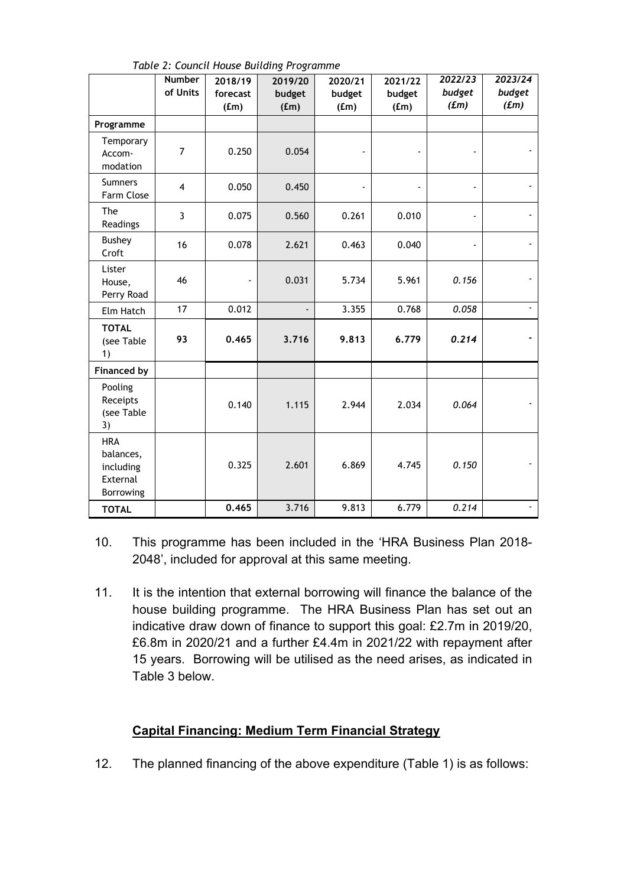*Table 2: Council House Building Programme*

| | Number of Units | 2018/19 forecast (£m) | 2019/20 budget (£m) | 2020/21 budget (£m) | 2021/22 budget (£m) | *2022/23 budget (£m)* | *2023/24 budget (£m)* |
|---|---|---|---|---|---|---|---|
| **Programme** | | | | | | | |
| Temporary Accom-modation | 7 | 0.250 | 0.054 | - | - | - | - |
| Sumners Farm Close | 4 | 0.050 | 0.450 | - | - | - | - |
| The Readings | 3 | 0.075 | 0.560 | 0.261 | 0.010 | - | - |
| Bushey Croft | 16 | 0.078 | 2.621 | 0.463 | 0.040 | - | - |
| Lister House, Perry Road | 46 | - | 0.031 | 5.734 | 5.961 | *0.156* | - |
| Elm Hatch | 17 | 0.012 | - | 3.355 | 0.768 | *0.058* | - |
| **TOTAL** (see Table 1) | **93** | **0.465** | **3.716** | **9.813** | **6.779** | ***0.214*** | **-** |
| **Financed by** | | | | | | | |
| Pooling Receipts (see Table 3) | | 0.140 | 1.115 | 2.944 | 2.034 | *0.064* | - |
| HRA balances, including External Borrowing | | 0.325 | 2.601 | 6.869 | 4.745 | *0.150* | - |
| **TOTAL** | | **0.465** | 3.716 | 9.813 | 6.779 | *0.214* | - |

10. This programme has been included in the 'HRA Business Plan 2018-2048', included for approval at this same meeting.

11. It is the intention that external borrowing will finance the balance of the house building programme. The HRA Business Plan has set out an indicative draw down of finance to support this goal: £2.7m in 2019/20, £6.8m in 2020/21 and a further £4.4m in 2021/22 with repayment after 15 years. Borrowing will be utilised as the need arises, as indicated in Table 3 below.

## **Capital Financing: Medium Term Financial Strategy**

12. The planned financing of the above expenditure (Table 1) is as follows: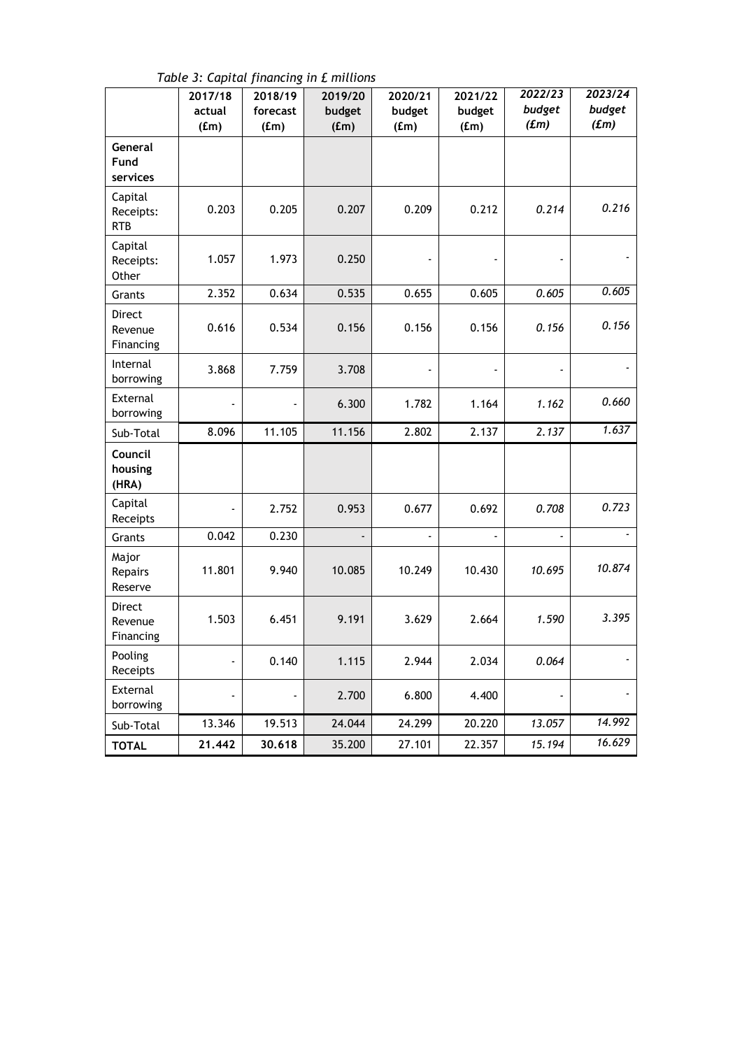*Table 3: Capital financing in £ millions*

| | 2017/18 actual (£m) | 2018/19 forecast (£m) | 2019/20 budget (£m) | 2020/21 budget (£m) | 2021/22 budget (£m) | *2022/23 budget (£m)* | *2023/24 budget (£m)* |
|---|---|---|---|---|---|---|---|
| **General Fund services** | | | | | | | |
| Capital Receipts: RTB | 0.203 | 0.205 | 0.207 | 0.209 | 0.212 | *0.214* | *0.216* |
| Capital Receipts: Other | 1.057 | 1.973 | 0.250 | - | - | - | - |
| Grants | 2.352 | 0.634 | 0.535 | 0.655 | 0.605 | *0.605* | *0.605* |
| Direct Revenue Financing | 0.616 | 0.534 | 0.156 | 0.156 | 0.156 | *0.156* | *0.156* |
| Internal borrowing | 3.868 | 7.759 | 3.708 | - | - | - | - |
| External borrowing | - | - | 6.300 | 1.782 | 1.164 | *1.162* | *0.660* |
| Sub-Total | 8.096 | 11.105 | 11.156 | 2.802 | 2.137 | *2.137* | *1.637* |
| **Council housing (HRA)** | | | | | | | |
| Capital Receipts | - | 2.752 | 0.953 | 0.677 | 0.692 | *0.708* | *0.723* |
| Grants | 0.042 | 0.230 | - | - | - | - | - |
| Major Repairs Reserve | 11.801 | 9.940 | 10.085 | 10.249 | 10.430 | *10.695* | *10.874* |
| Direct Revenue Financing | 1.503 | 6.451 | 9.191 | 3.629 | 2.664 | *1.590* | *3.395* |
| Pooling Receipts | - | 0.140 | 1.115 | 2.944 | 2.034 | *0.064* | - |
| External borrowing | - | - | 2.700 | 6.800 | 4.400 | - | - |
| Sub-Total | 13.346 | 19.513 | 24.044 | 24.299 | 20.220 | *13.057* | *14.992* |
| **TOTAL** | **21.442** | **30.618** | 35.200 | 27.101 | 22.357 | *15.194* | *16.629* |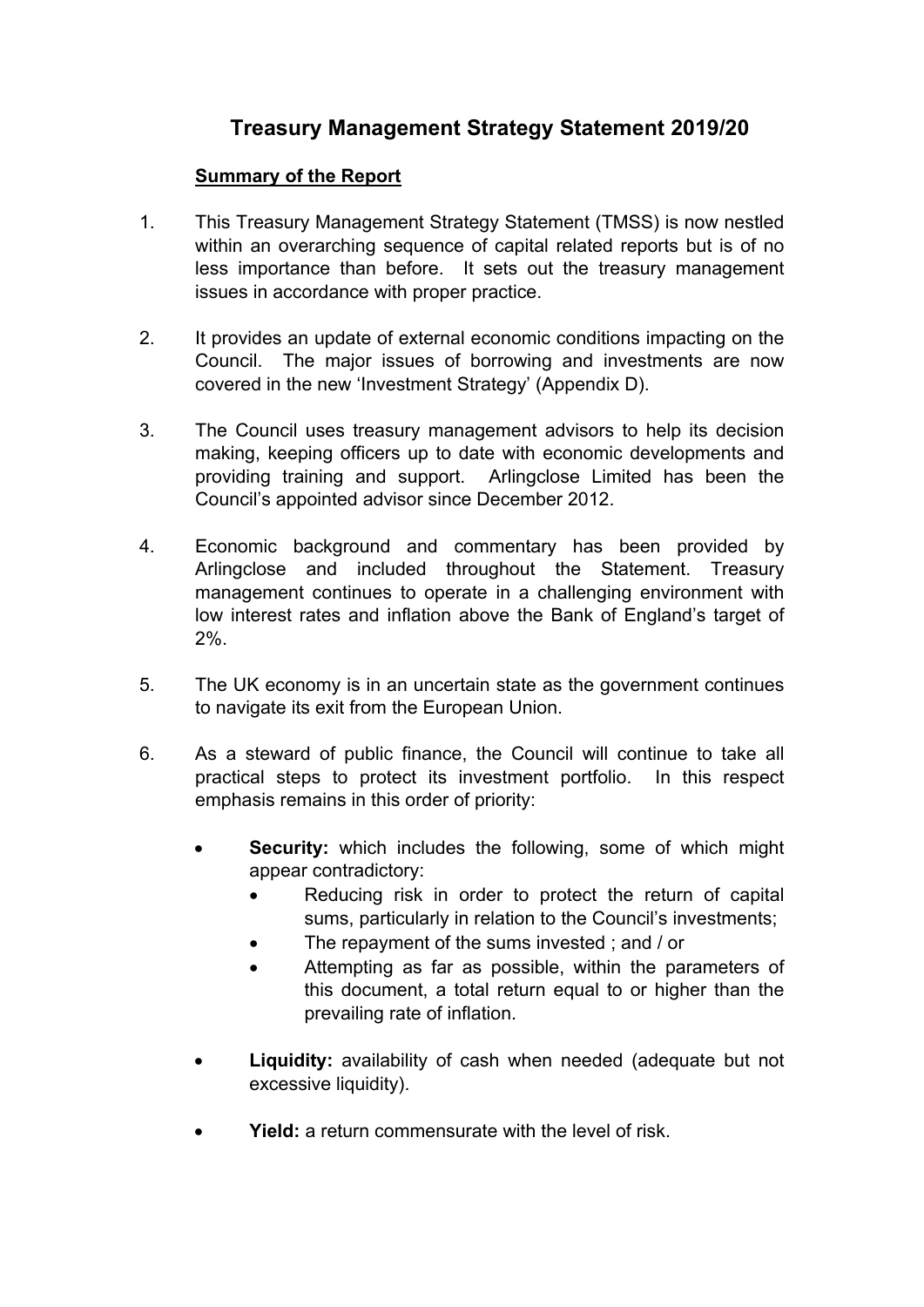# Treasury Management Strategy Statement 2019/20

## Summary of the Report

1. This Treasury Management Strategy Statement (TMSS) is now nestled within an overarching sequence of capital related reports but is of no less importance than before. It sets out the treasury management issues in accordance with proper practice.

2. It provides an update of external economic conditions impacting on the Council. The major issues of borrowing and investments are now covered in the new 'Investment Strategy' (Appendix D).

3. The Council uses treasury management advisors to help its decision making, keeping officers up to date with economic developments and providing training and support. Arlingclose Limited has been the Council's appointed advisor since December 2012.

4. Economic background and commentary has been provided by Arlingclose and included throughout the Statement. Treasury management continues to operate in a challenging environment with low interest rates and inflation above the Bank of England's target of 2%.

5. The UK economy is in an uncertain state as the government continues to navigate its exit from the European Union.

6. As a steward of public finance, the Council will continue to take all practical steps to protect its investment portfolio. In this respect emphasis remains in this order of priority:

   - **Security:** which includes the following, some of which might appear contradictory:
     - Reducing risk in order to protect the return of capital sums, particularly in relation to the Council's investments;
     - The repayment of the sums invested ; and / or
     - Attempting as far as possible, within the parameters of this document, a total return equal to or higher than the prevailing rate of inflation.

   - **Liquidity:** availability of cash when needed (adequate but not excessive liquidity).

   - **Yield:** a return commensurate with the level of risk.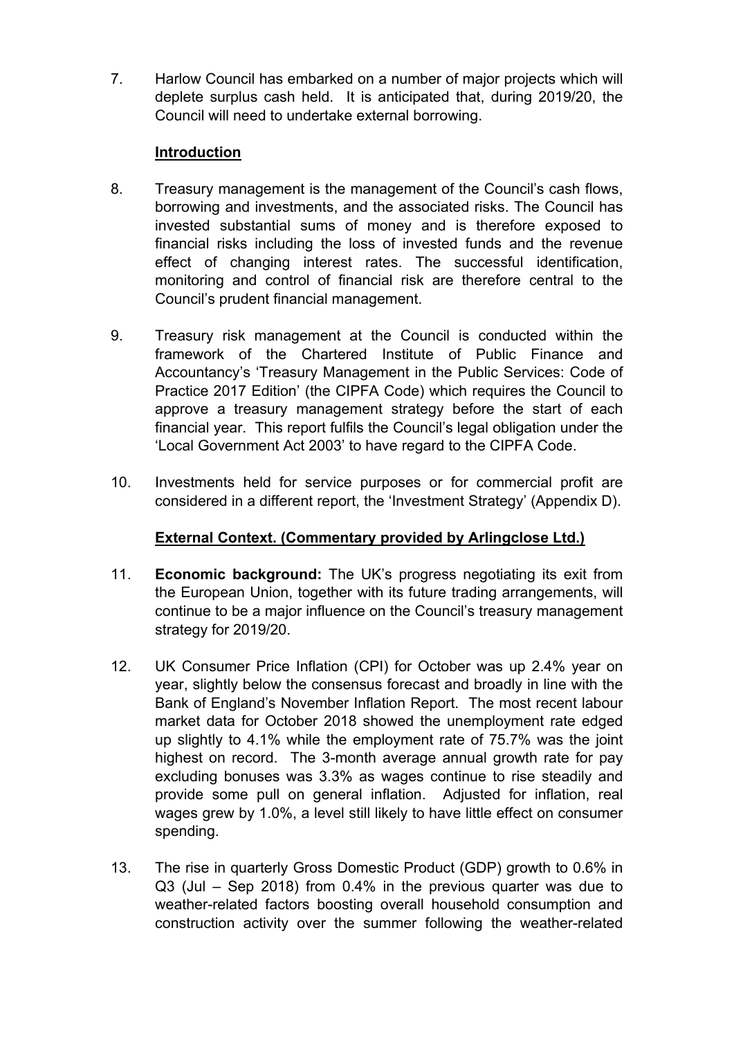7. Harlow Council has embarked on a number of major projects which will deplete surplus cash held. It is anticipated that, during 2019/20, the Council will need to undertake external borrowing.

## Introduction

8. Treasury management is the management of the Council's cash flows, borrowing and investments, and the associated risks. The Council has invested substantial sums of money and is therefore exposed to financial risks including the loss of invested funds and the revenue effect of changing interest rates. The successful identification, monitoring and control of financial risk are therefore central to the Council's prudent financial management.

9. Treasury risk management at the Council is conducted within the framework of the Chartered Institute of Public Finance and Accountancy's 'Treasury Management in the Public Services: Code of Practice 2017 Edition' (the CIPFA Code) which requires the Council to approve a treasury management strategy before the start of each financial year. This report fulfils the Council's legal obligation under the 'Local Government Act 2003' to have regard to the CIPFA Code.

10. Investments held for service purposes or for commercial profit are considered in a different report, the 'Investment Strategy' (Appendix D).

## External Context. (Commentary provided by Arlingclose Ltd.)

11. **Economic background:** The UK's progress negotiating its exit from the European Union, together with its future trading arrangements, will continue to be a major influence on the Council's treasury management strategy for 2019/20.

12. UK Consumer Price Inflation (CPI) for October was up 2.4% year on year, slightly below the consensus forecast and broadly in line with the Bank of England's November Inflation Report. The most recent labour market data for October 2018 showed the unemployment rate edged up slightly to 4.1% while the employment rate of 75.7% was the joint highest on record. The 3-month average annual growth rate for pay excluding bonuses was 3.3% as wages continue to rise steadily and provide some pull on general inflation. Adjusted for inflation, real wages grew by 1.0%, a level still likely to have little effect on consumer spending.

13. The rise in quarterly Gross Domestic Product (GDP) growth to 0.6% in Q3 (Jul – Sep 2018) from 0.4% in the previous quarter was due to weather-related factors boosting overall household consumption and construction activity over the summer following the weather-related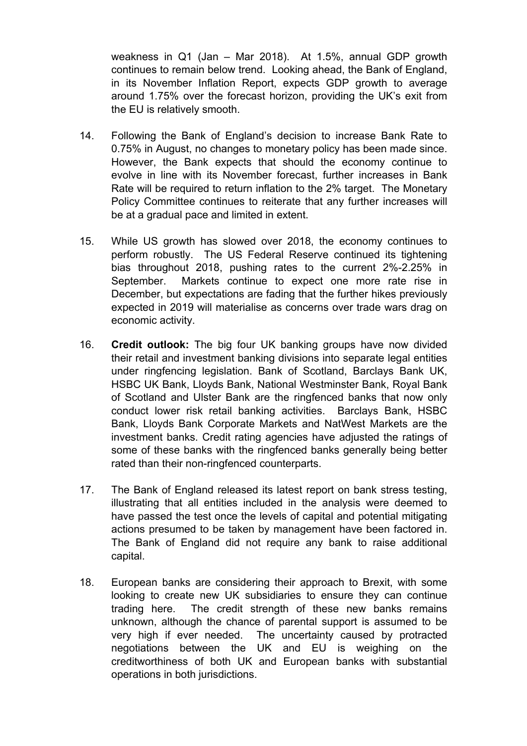weakness in Q1 (Jan – Mar 2018). At 1.5%, annual GDP growth continues to remain below trend. Looking ahead, the Bank of England, in its November Inflation Report, expects GDP growth to average around 1.75% over the forecast horizon, providing the UK's exit from the EU is relatively smooth.

14. Following the Bank of England's decision to increase Bank Rate to 0.75% in August, no changes to monetary policy has been made since. However, the Bank expects that should the economy continue to evolve in line with its November forecast, further increases in Bank Rate will be required to return inflation to the 2% target. The Monetary Policy Committee continues to reiterate that any further increases will be at a gradual pace and limited in extent.

15. While US growth has slowed over 2018, the economy continues to perform robustly. The US Federal Reserve continued its tightening bias throughout 2018, pushing rates to the current 2%-2.25% in September. Markets continue to expect one more rate rise in December, but expectations are fading that the further hikes previously expected in 2019 will materialise as concerns over trade wars drag on economic activity.

16. **Credit outlook:** The big four UK banking groups have now divided their retail and investment banking divisions into separate legal entities under ringfencing legislation. Bank of Scotland, Barclays Bank UK, HSBC UK Bank, Lloyds Bank, National Westminster Bank, Royal Bank of Scotland and Ulster Bank are the ringfenced banks that now only conduct lower risk retail banking activities. Barclays Bank, HSBC Bank, Lloyds Bank Corporate Markets and NatWest Markets are the investment banks. Credit rating agencies have adjusted the ratings of some of these banks with the ringfenced banks generally being better rated than their non-ringfenced counterparts.

17. The Bank of England released its latest report on bank stress testing, illustrating that all entities included in the analysis were deemed to have passed the test once the levels of capital and potential mitigating actions presumed to be taken by management have been factored in. The Bank of England did not require any bank to raise additional capital.

18. European banks are considering their approach to Brexit, with some looking to create new UK subsidiaries to ensure they can continue trading here. The credit strength of these new banks remains unknown, although the chance of parental support is assumed to be very high if ever needed. The uncertainty caused by protracted negotiations between the UK and EU is weighing on the creditworthiness of both UK and European banks with substantial operations in both jurisdictions.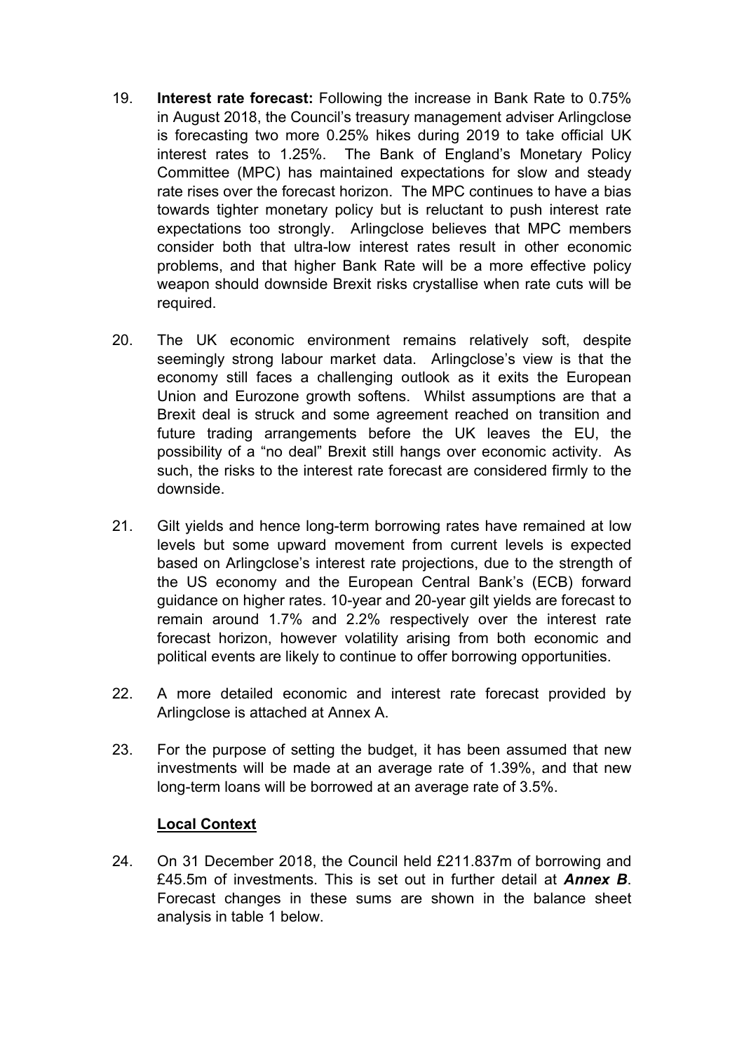19. **Interest rate forecast:** Following the increase in Bank Rate to 0.75% in August 2018, the Council's treasury management adviser Arlingclose is forecasting two more 0.25% hikes during 2019 to take official UK interest rates to 1.25%. The Bank of England's Monetary Policy Committee (MPC) has maintained expectations for slow and steady rate rises over the forecast horizon. The MPC continues to have a bias towards tighter monetary policy but is reluctant to push interest rate expectations too strongly. Arlingclose believes that MPC members consider both that ultra-low interest rates result in other economic problems, and that higher Bank Rate will be a more effective policy weapon should downside Brexit risks crystallise when rate cuts will be required.

20. The UK economic environment remains relatively soft, despite seemingly strong labour market data. Arlingclose's view is that the economy still faces a challenging outlook as it exits the European Union and Eurozone growth softens. Whilst assumptions are that a Brexit deal is struck and some agreement reached on transition and future trading arrangements before the UK leaves the EU, the possibility of a "no deal" Brexit still hangs over economic activity. As such, the risks to the interest rate forecast are considered firmly to the downside.

21. Gilt yields and hence long-term borrowing rates have remained at low levels but some upward movement from current levels is expected based on Arlingclose's interest rate projections, due to the strength of the US economy and the European Central Bank's (ECB) forward guidance on higher rates. 10-year and 20-year gilt yields are forecast to remain around 1.7% and 2.2% respectively over the interest rate forecast horizon, however volatility arising from both economic and political events are likely to continue to offer borrowing opportunities.

22. A more detailed economic and interest rate forecast provided by Arlingclose is attached at Annex A.

23. For the purpose of setting the budget, it has been assumed that new investments will be made at an average rate of 1.39%, and that new long-term loans will be borrowed at an average rate of 3.5%.

**Local Context**

24. On 31 December 2018, the Council held £211.837m of borrowing and £45.5m of investments. This is set out in further detail at ***Annex B***. Forecast changes in these sums are shown in the balance sheet analysis in table 1 below.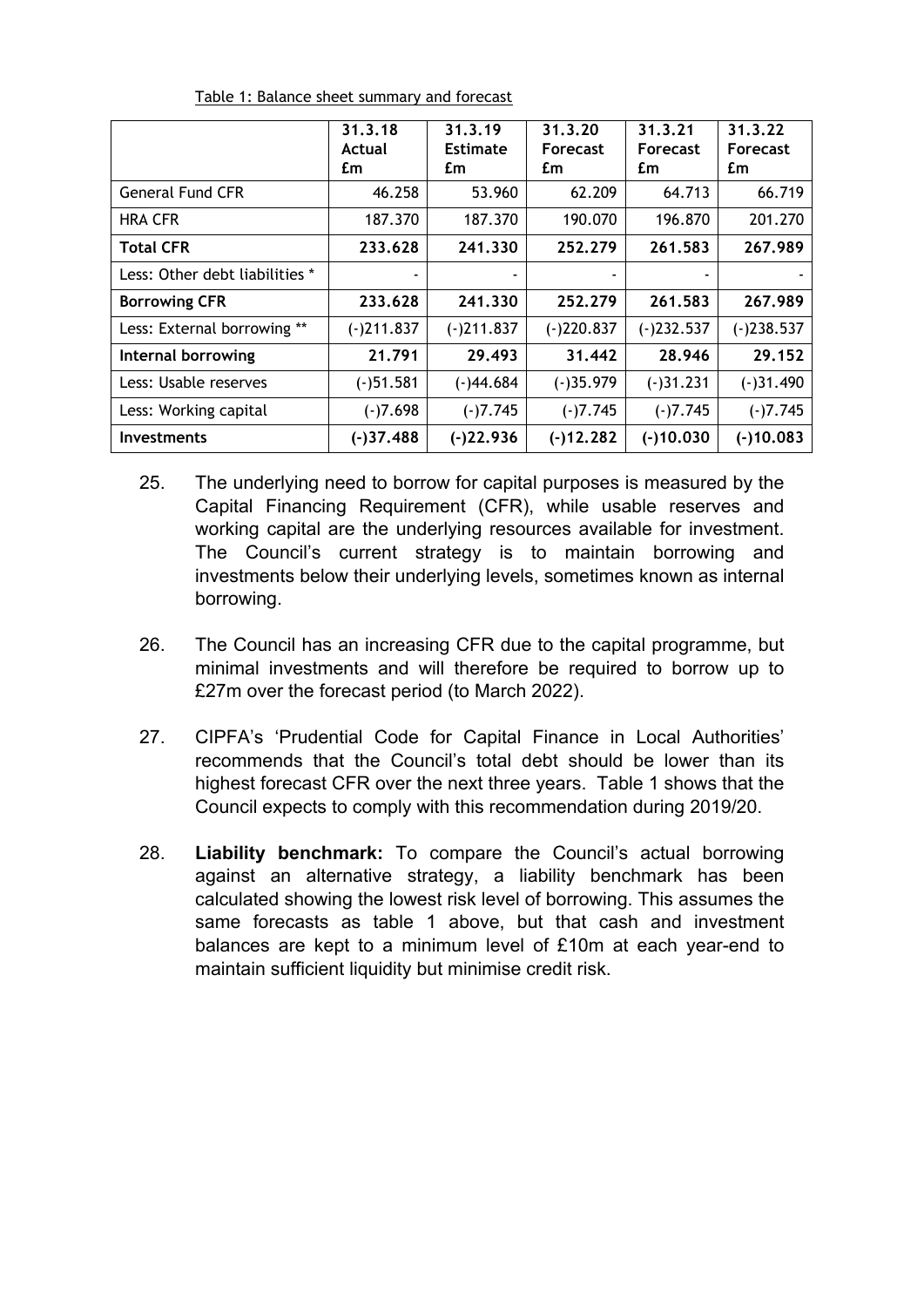Table 1: Balance sheet summary and forecast

| | 31.3.18 Actual £m | 31.3.19 Estimate £m | 31.3.20 Forecast £m | 31.3.21 Forecast £m | 31.3.22 Forecast £m |
|---|---|---|---|---|---|
| General Fund CFR | 46.258 | 53.960 | 62.209 | 64.713 | 66.719 |
| HRA CFR | 187.370 | 187.370 | 190.070 | 196.870 | 201.270 |
| **Total CFR** | **233.628** | **241.330** | **252.279** | **261.583** | **267.989** |
| Less: Other debt liabilities * | - | - | - | - | - |
| **Borrowing CFR** | **233.628** | **241.330** | **252.279** | **261.583** | **267.989** |
| Less: External borrowing ** | (-)211.837 | (-)211.837 | (-)220.837 | (-)232.537 | (-)238.537 |
| **Internal borrowing** | **21.791** | **29.493** | **31.442** | **28.946** | **29.152** |
| Less: Usable reserves | (-)51.581 | (-)44.684 | (-)35.979 | (-)31.231 | (-)31.490 |
| Less: Working capital | (-)7.698 | (-)7.745 | (-)7.745 | (-)7.745 | (-)7.745 |
| **Investments** | **(-)37.488** | **(-)22.936** | **(-)12.282** | **(-)10.030** | **(-)10.083** |

25. The underlying need to borrow for capital purposes is measured by the Capital Financing Requirement (CFR), while usable reserves and working capital are the underlying resources available for investment. The Council's current strategy is to maintain borrowing and investments below their underlying levels, sometimes known as internal borrowing.

26. The Council has an increasing CFR due to the capital programme, but minimal investments and will therefore be required to borrow up to £27m over the forecast period (to March 2022).

27. CIPFA's 'Prudential Code for Capital Finance in Local Authorities' recommends that the Council's total debt should be lower than its highest forecast CFR over the next three years. Table 1 shows that the Council expects to comply with this recommendation during 2019/20.

28. **Liability benchmark:** To compare the Council's actual borrowing against an alternative strategy, a liability benchmark has been calculated showing the lowest risk level of borrowing. This assumes the same forecasts as table 1 above, but that cash and investment balances are kept to a minimum level of £10m at each year-end to maintain sufficient liquidity but minimise credit risk.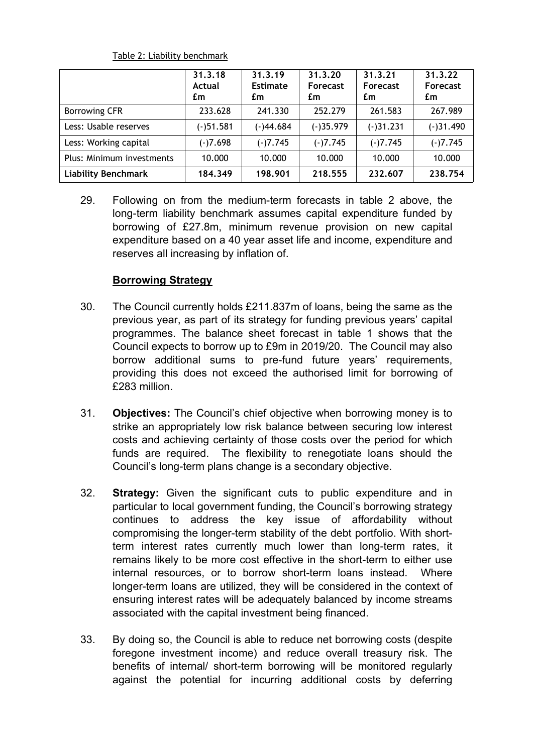Table 2: Liability benchmark

| | 31.3.18 Actual £m | 31.3.19 Estimate £m | 31.3.20 Forecast £m | 31.3.21 Forecast £m | 31.3.22 Forecast £m |
|---|---|---|---|---|---|
| Borrowing CFR | 233.628 | 241.330 | 252.279 | 261.583 | 267.989 |
| Less: Usable reserves | (-)51.581 | (-)44.684 | (-)35.979 | (-)31.231 | (-)31.490 |
| Less: Working capital | (-)7.698 | (-)7.745 | (-)7.745 | (-)7.745 | (-)7.745 |
| Plus: Minimum investments | 10.000 | 10.000 | 10.000 | 10.000 | 10.000 |
| **Liability Benchmark** | **184.349** | **198.901** | **218.555** | **232.607** | **238.754** |

29. Following on from the medium-term forecasts in table 2 above, the long-term liability benchmark assumes capital expenditure funded by borrowing of £27.8m, minimum revenue provision on new capital expenditure based on a 40 year asset life and income, expenditure and reserves all increasing by inflation of.

**Borrowing Strategy**

30. The Council currently holds £211.837m of loans, being the same as the previous year, as part of its strategy for funding previous years' capital programmes. The balance sheet forecast in table 1 shows that the Council expects to borrow up to £9m in 2019/20. The Council may also borrow additional sums to pre-fund future years' requirements, providing this does not exceed the authorised limit for borrowing of £283 million.

31. **Objectives:** The Council's chief objective when borrowing money is to strike an appropriately low risk balance between securing low interest costs and achieving certainty of those costs over the period for which funds are required. The flexibility to renegotiate loans should the Council's long-term plans change is a secondary objective.

32. **Strategy:** Given the significant cuts to public expenditure and in particular to local government funding, the Council's borrowing strategy continues to address the key issue of affordability without compromising the longer-term stability of the debt portfolio. With short-term interest rates currently much lower than long-term rates, it remains likely to be more cost effective in the short-term to either use internal resources, or to borrow short-term loans instead. Where longer-term loans are utilized, they will be considered in the context of ensuring interest rates will be adequately balanced by income streams associated with the capital investment being financed.

33. By doing so, the Council is able to reduce net borrowing costs (despite foregone investment income) and reduce overall treasury risk. The benefits of internal/ short-term borrowing will be monitored regularly against the potential for incurring additional costs by deferring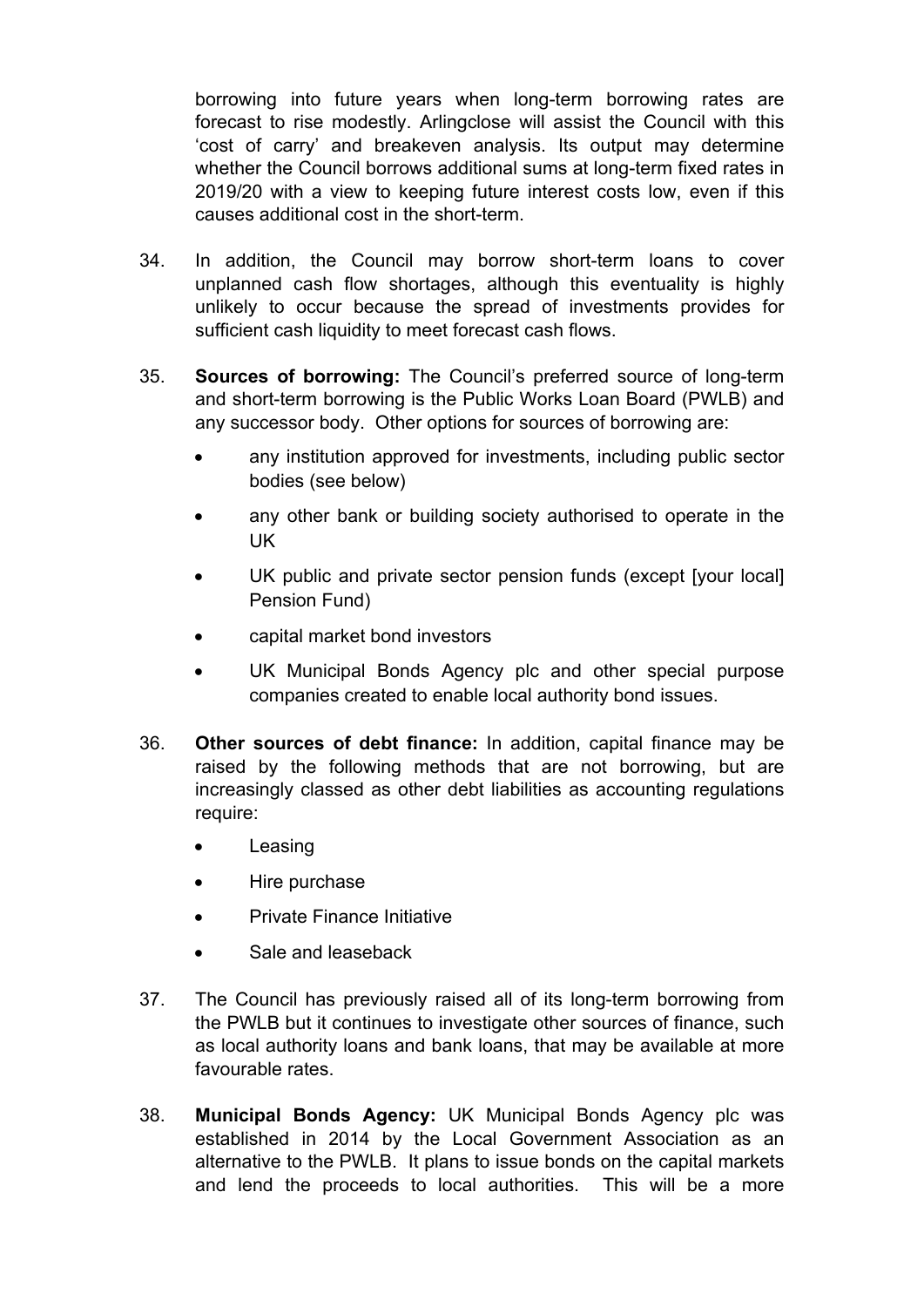borrowing into future years when long-term borrowing rates are forecast to rise modestly. Arlingclose will assist the Council with this 'cost of carry' and breakeven analysis. Its output may determine whether the Council borrows additional sums at long-term fixed rates in 2019/20 with a view to keeping future interest costs low, even if this causes additional cost in the short-term.

34. In addition, the Council may borrow short-term loans to cover unplanned cash flow shortages, although this eventuality is highly unlikely to occur because the spread of investments provides for sufficient cash liquidity to meet forecast cash flows.

35. **Sources of borrowing:** The Council's preferred source of long-term and short-term borrowing is the Public Works Loan Board (PWLB) and any successor body. Other options for sources of borrowing are:

    - any institution approved for investments, including public sector bodies (see below)
    - any other bank or building society authorised to operate in the UK
    - UK public and private sector pension funds (except [your local] Pension Fund)
    - capital market bond investors
    - UK Municipal Bonds Agency plc and other special purpose companies created to enable local authority bond issues.

36. **Other sources of debt finance:** In addition, capital finance may be raised by the following methods that are not borrowing, but are increasingly classed as other debt liabilities as accounting regulations require:

    - Leasing
    - Hire purchase
    - Private Finance Initiative
    - Sale and leaseback

37. The Council has previously raised all of its long-term borrowing from the PWLB but it continues to investigate other sources of finance, such as local authority loans and bank loans, that may be available at more favourable rates.

38. **Municipal Bonds Agency:** UK Municipal Bonds Agency plc was established in 2014 by the Local Government Association as an alternative to the PWLB. It plans to issue bonds on the capital markets and lend the proceeds to local authorities. This will be a more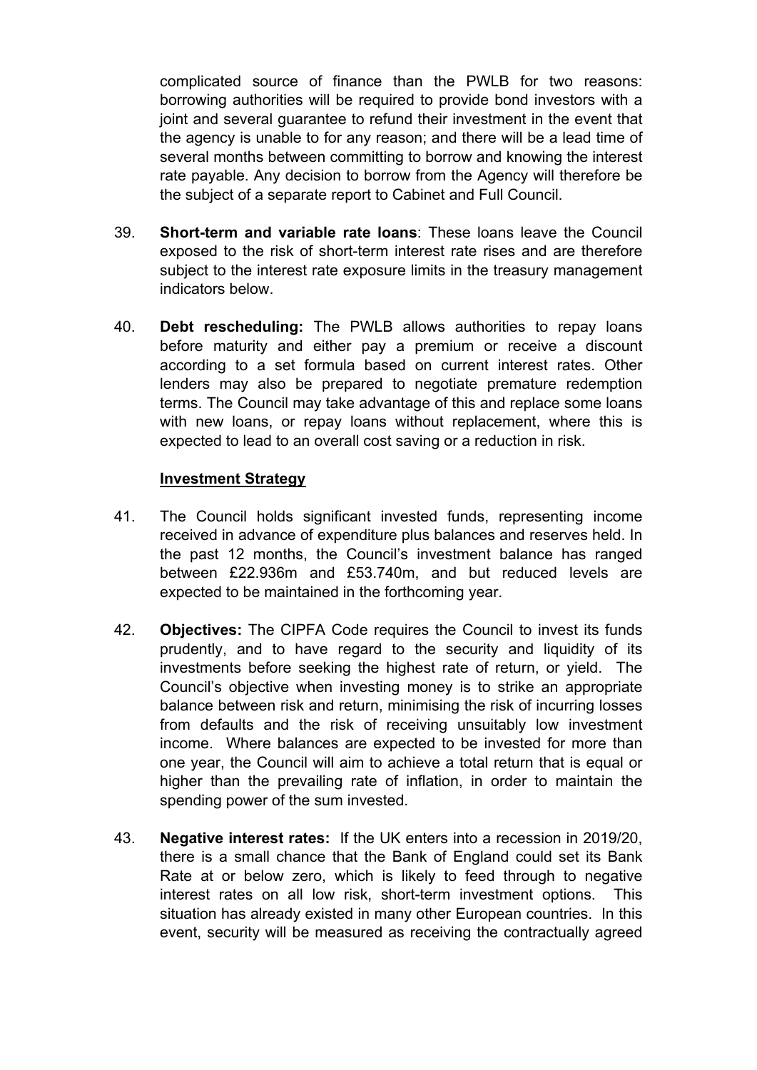complicated source of finance than the PWLB for two reasons: borrowing authorities will be required to provide bond investors with a joint and several guarantee to refund their investment in the event that the agency is unable to for any reason; and there will be a lead time of several months between committing to borrow and knowing the interest rate payable. Any decision to borrow from the Agency will therefore be the subject of a separate report to Cabinet and Full Council.

39. **Short-term and variable rate loans**: These loans leave the Council exposed to the risk of short-term interest rate rises and are therefore subject to the interest rate exposure limits in the treasury management indicators below.

40. **Debt rescheduling:** The PWLB allows authorities to repay loans before maturity and either pay a premium or receive a discount according to a set formula based on current interest rates. Other lenders may also be prepared to negotiate premature redemption terms. The Council may take advantage of this and replace some loans with new loans, or repay loans without replacement, where this is expected to lead to an overall cost saving or a reduction in risk.

**Investment Strategy**

41. The Council holds significant invested funds, representing income received in advance of expenditure plus balances and reserves held. In the past 12 months, the Council's investment balance has ranged between £22.936m and £53.740m, and but reduced levels are expected to be maintained in the forthcoming year.

42. **Objectives:** The CIPFA Code requires the Council to invest its funds prudently, and to have regard to the security and liquidity of its investments before seeking the highest rate of return, or yield. The Council's objective when investing money is to strike an appropriate balance between risk and return, minimising the risk of incurring losses from defaults and the risk of receiving unsuitably low investment income. Where balances are expected to be invested for more than one year, the Council will aim to achieve a total return that is equal or higher than the prevailing rate of inflation, in order to maintain the spending power of the sum invested.

43. **Negative interest rates:** If the UK enters into a recession in 2019/20, there is a small chance that the Bank of England could set its Bank Rate at or below zero, which is likely to feed through to negative interest rates on all low risk, short-term investment options. This situation has already existed in many other European countries. In this event, security will be measured as receiving the contractually agreed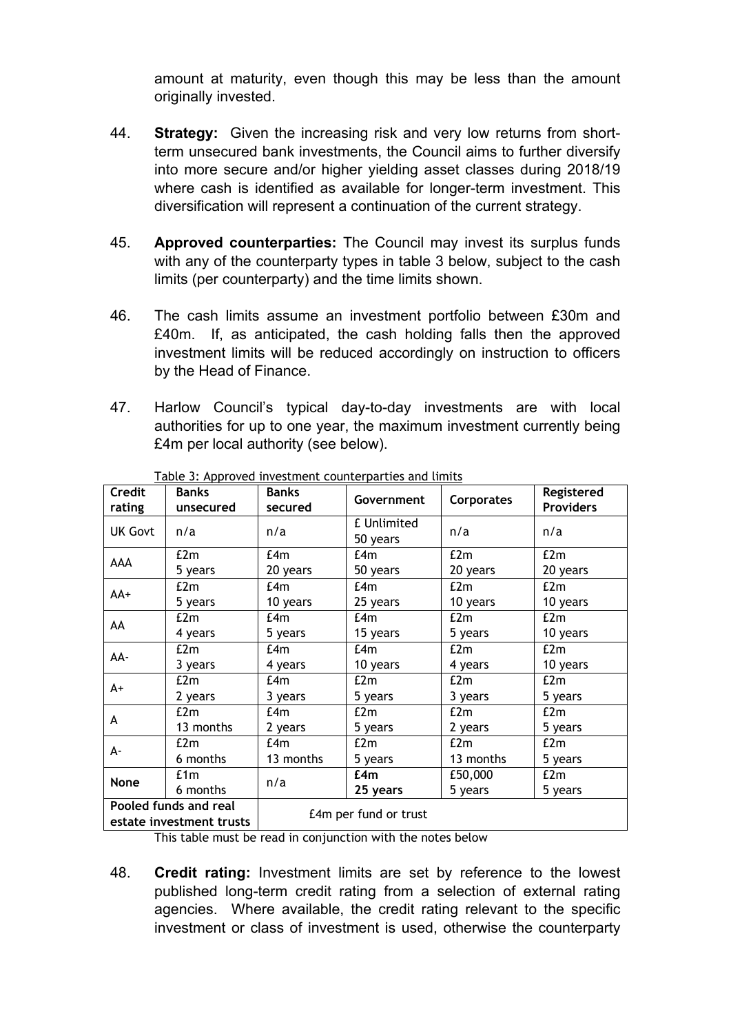amount at maturity, even though this may be less than the amount originally invested.

44. **Strategy:** Given the increasing risk and very low returns from short-term unsecured bank investments, the Council aims to further diversify into more secure and/or higher yielding asset classes during 2018/19 where cash is identified as available for longer-term investment. This diversification will represent a continuation of the current strategy.

45. **Approved counterparties:** The Council may invest its surplus funds with any of the counterparty types in table 3 below, subject to the cash limits (per counterparty) and the time limits shown.

46. The cash limits assume an investment portfolio between £30m and £40m. If, as anticipated, the cash holding falls then the approved investment limits will be reduced accordingly on instruction to officers by the Head of Finance.

47. Harlow Council's typical day-to-day investments are with local authorities for up to one year, the maximum investment currently being £4m per local authority (see below).

Table 3: Approved investment counterparties and limits

| Credit rating | Banks unsecured | Banks secured | Government | Corporates | Registered Providers |
|---|---|---|---|---|---|
| UK Govt | n/a | n/a | £ Unlimited 50 years | n/a | n/a |
| AAA | £2m 5 years | £4m 20 years | £4m 50 years | £2m 20 years | £2m 20 years |
| AA+ | £2m 5 years | £4m 10 years | £4m 25 years | £2m 10 years | £2m 10 years |
| AA | £2m 4 years | £4m 5 years | £4m 15 years | £2m 5 years | £2m 10 years |
| AA- | £2m 3 years | £4m 4 years | £4m 10 years | £2m 4 years | £2m 10 years |
| A+ | £2m 2 years | £4m 3 years | £2m 5 years | £2m 3 years | £2m 5 years |
| A | £2m 13 months | £4m 2 years | £2m 5 years | £2m 2 years | £2m 5 years |
| A- | £2m 6 months | £4m 13 months | £2m 5 years | £2m 13 months | £2m 5 years |
| **None** | £1m 6 months | n/a | **£4m 25 years** | £50,000 5 years | £2m 5 years |
| **Pooled funds and real estate investment trusts** | £4m per fund or trust | | | | |

This table must be read in conjunction with the notes below

48. **Credit rating:** Investment limits are set by reference to the lowest published long-term credit rating from a selection of external rating agencies. Where available, the credit rating relevant to the specific investment or class of investment is used, otherwise the counterparty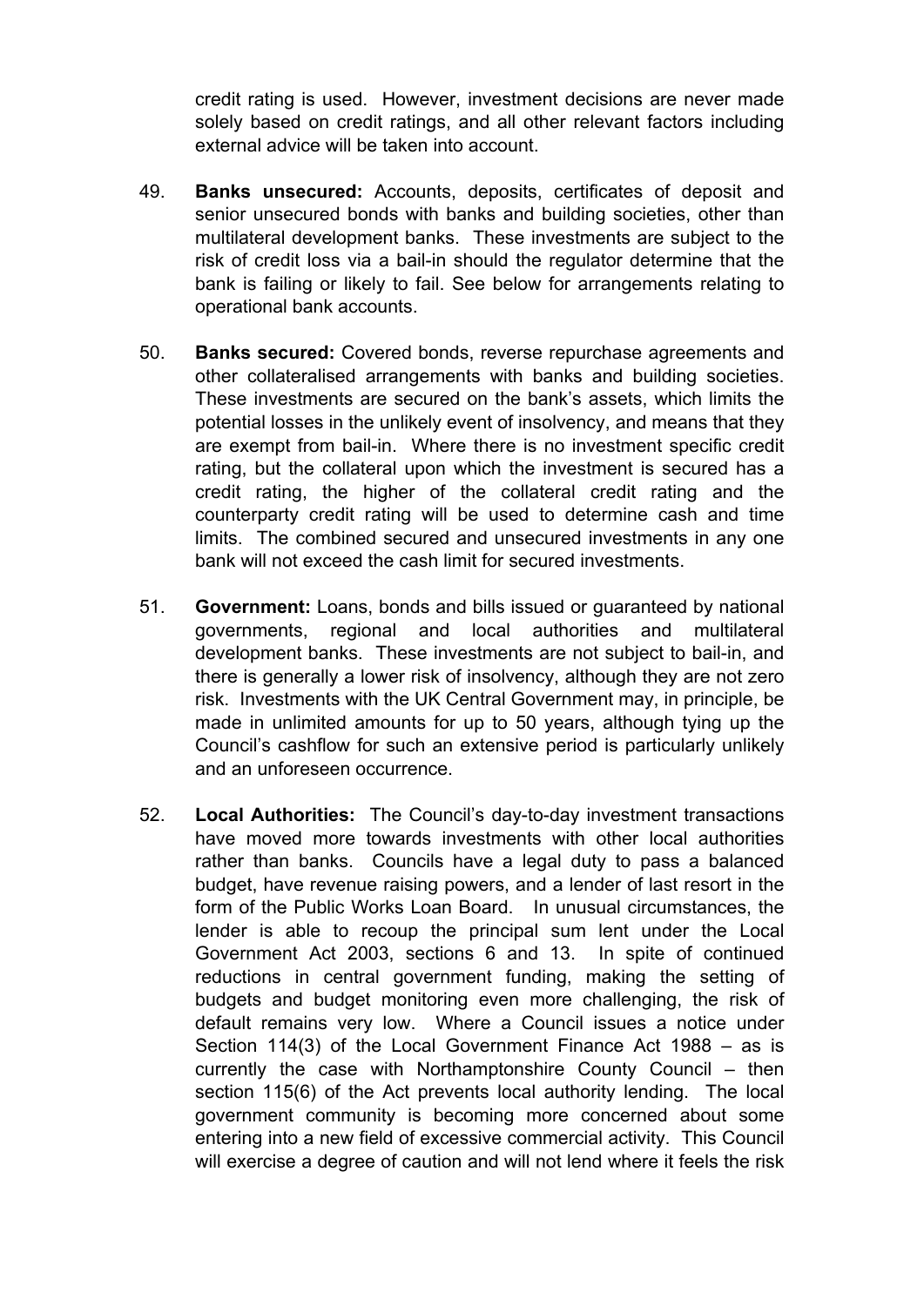credit rating is used. However, investment decisions are never made solely based on credit ratings, and all other relevant factors including external advice will be taken into account.

49. **Banks unsecured:** Accounts, deposits, certificates of deposit and senior unsecured bonds with banks and building societies, other than multilateral development banks. These investments are subject to the risk of credit loss via a bail-in should the regulator determine that the bank is failing or likely to fail. See below for arrangements relating to operational bank accounts.

50. **Banks secured:** Covered bonds, reverse repurchase agreements and other collateralised arrangements with banks and building societies. These investments are secured on the bank's assets, which limits the potential losses in the unlikely event of insolvency, and means that they are exempt from bail-in. Where there is no investment specific credit rating, but the collateral upon which the investment is secured has a credit rating, the higher of the collateral credit rating and the counterparty credit rating will be used to determine cash and time limits. The combined secured and unsecured investments in any one bank will not exceed the cash limit for secured investments.

51. **Government:** Loans, bonds and bills issued or guaranteed by national governments, regional and local authorities and multilateral development banks. These investments are not subject to bail-in, and there is generally a lower risk of insolvency, although they are not zero risk. Investments with the UK Central Government may, in principle, be made in unlimited amounts for up to 50 years, although tying up the Council's cashflow for such an extensive period is particularly unlikely and an unforeseen occurrence.

52. **Local Authorities:** The Council's day-to-day investment transactions have moved more towards investments with other local authorities rather than banks. Councils have a legal duty to pass a balanced budget, have revenue raising powers, and a lender of last resort in the form of the Public Works Loan Board. In unusual circumstances, the lender is able to recoup the principal sum lent under the Local Government Act 2003, sections 6 and 13. In spite of continued reductions in central government funding, making the setting of budgets and budget monitoring even more challenging, the risk of default remains very low. Where a Council issues a notice under Section 114(3) of the Local Government Finance Act 1988 – as is currently the case with Northamptonshire County Council – then section 115(6) of the Act prevents local authority lending. The local government community is becoming more concerned about some entering into a new field of excessive commercial activity. This Council will exercise a degree of caution and will not lend where it feels the risk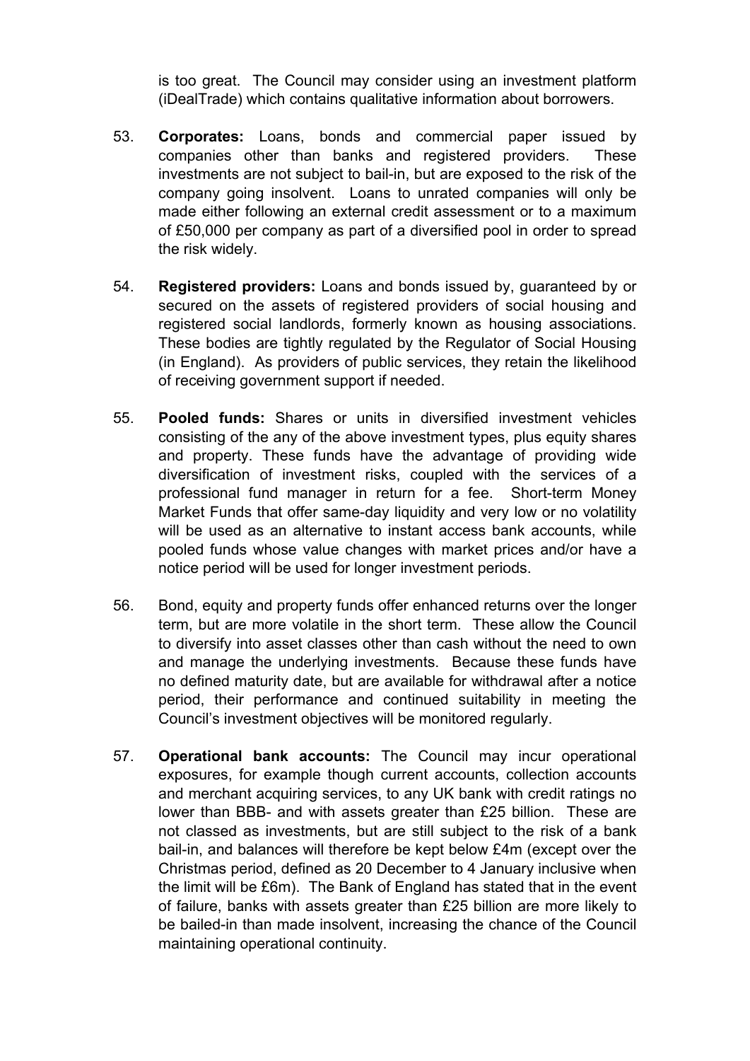is too great. The Council may consider using an investment platform (iDealTrade) which contains qualitative information about borrowers.

53. **Corporates:** Loans, bonds and commercial paper issued by companies other than banks and registered providers. These investments are not subject to bail-in, but are exposed to the risk of the company going insolvent. Loans to unrated companies will only be made either following an external credit assessment or to a maximum of £50,000 per company as part of a diversified pool in order to spread the risk widely.

54. **Registered providers:** Loans and bonds issued by, guaranteed by or secured on the assets of registered providers of social housing and registered social landlords, formerly known as housing associations. These bodies are tightly regulated by the Regulator of Social Housing (in England). As providers of public services, they retain the likelihood of receiving government support if needed.

55. **Pooled funds:** Shares or units in diversified investment vehicles consisting of the any of the above investment types, plus equity shares and property. These funds have the advantage of providing wide diversification of investment risks, coupled with the services of a professional fund manager in return for a fee. Short-term Money Market Funds that offer same-day liquidity and very low or no volatility will be used as an alternative to instant access bank accounts, while pooled funds whose value changes with market prices and/or have a notice period will be used for longer investment periods.

56. Bond, equity and property funds offer enhanced returns over the longer term, but are more volatile in the short term. These allow the Council to diversify into asset classes other than cash without the need to own and manage the underlying investments. Because these funds have no defined maturity date, but are available for withdrawal after a notice period, their performance and continued suitability in meeting the Council's investment objectives will be monitored regularly.

57. **Operational bank accounts:** The Council may incur operational exposures, for example though current accounts, collection accounts and merchant acquiring services, to any UK bank with credit ratings no lower than BBB- and with assets greater than £25 billion. These are not classed as investments, but are still subject to the risk of a bank bail-in, and balances will therefore be kept below £4m (except over the Christmas period, defined as 20 December to 4 January inclusive when the limit will be £6m). The Bank of England has stated that in the event of failure, banks with assets greater than £25 billion are more likely to be bailed-in than made insolvent, increasing the chance of the Council maintaining operational continuity.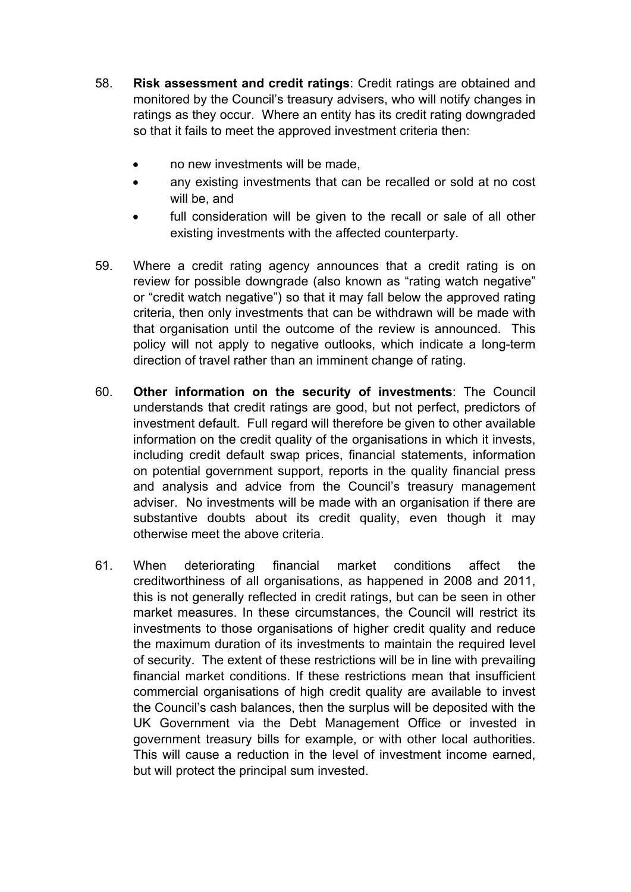58. **Risk assessment and credit ratings**: Credit ratings are obtained and monitored by the Council's treasury advisers, who will notify changes in ratings as they occur. Where an entity has its credit rating downgraded so that it fails to meet the approved investment criteria then:

    - no new investments will be made,
    - any existing investments that can be recalled or sold at no cost will be, and
    - full consideration will be given to the recall or sale of all other existing investments with the affected counterparty.

59. Where a credit rating agency announces that a credit rating is on review for possible downgrade (also known as "rating watch negative" or "credit watch negative") so that it may fall below the approved rating criteria, then only investments that can be withdrawn will be made with that organisation until the outcome of the review is announced. This policy will not apply to negative outlooks, which indicate a long-term direction of travel rather than an imminent change of rating.

60. **Other information on the security of investments**: The Council understands that credit ratings are good, but not perfect, predictors of investment default. Full regard will therefore be given to other available information on the credit quality of the organisations in which it invests, including credit default swap prices, financial statements, information on potential government support, reports in the quality financial press and analysis and advice from the Council's treasury management adviser. No investments will be made with an organisation if there are substantive doubts about its credit quality, even though it may otherwise meet the above criteria.

61. When deteriorating financial market conditions affect the creditworthiness of all organisations, as happened in 2008 and 2011, this is not generally reflected in credit ratings, but can be seen in other market measures. In these circumstances, the Council will restrict its investments to those organisations of higher credit quality and reduce the maximum duration of its investments to maintain the required level of security. The extent of these restrictions will be in line with prevailing financial market conditions. If these restrictions mean that insufficient commercial organisations of high credit quality are available to invest the Council's cash balances, then the surplus will be deposited with the UK Government via the Debt Management Office or invested in government treasury bills for example, or with other local authorities. This will cause a reduction in the level of investment income earned, but will protect the principal sum invested.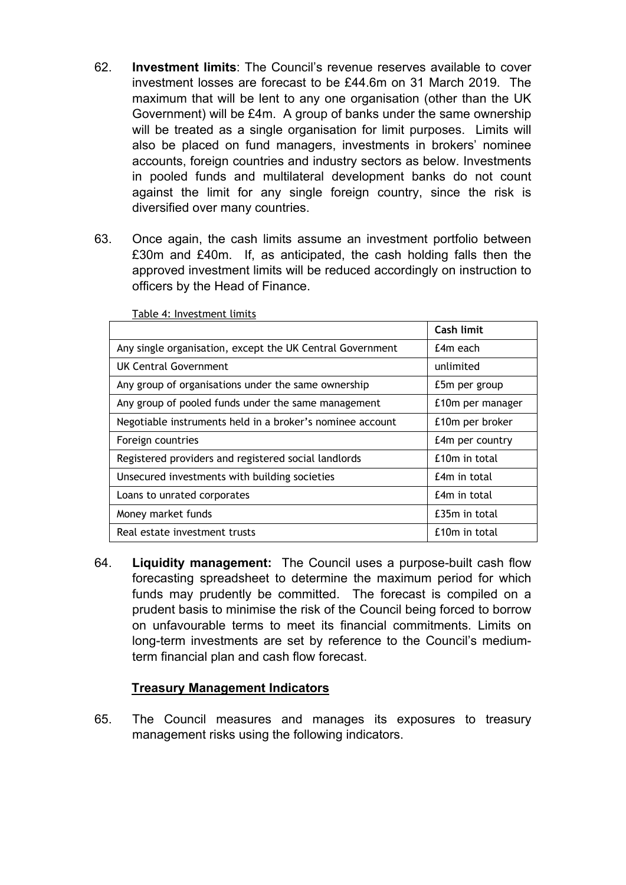62. **Investment limits**: The Council's revenue reserves available to cover investment losses are forecast to be £44.6m on 31 March 2019. The maximum that will be lent to any one organisation (other than the UK Government) will be £4m. A group of banks under the same ownership will be treated as a single organisation for limit purposes. Limits will also be placed on fund managers, investments in brokers' nominee accounts, foreign countries and industry sectors as below. Investments in pooled funds and multilateral development banks do not count against the limit for any single foreign country, since the risk is diversified over many countries.

63. Once again, the cash limits assume an investment portfolio between £30m and £40m. If, as anticipated, the cash holding falls then the approved investment limits will be reduced accordingly on instruction to officers by the Head of Finance.

Table 4: Investment limits

| | **Cash limit** |
|---|---|
| Any single organisation, except the UK Central Government | £4m each |
| UK Central Government | unlimited |
| Any group of organisations under the same ownership | £5m per group |
| Any group of pooled funds under the same management | £10m per manager |
| Negotiable instruments held in a broker's nominee account | £10m per broker |
| Foreign countries | £4m per country |
| Registered providers and registered social landlords | £10m in total |
| Unsecured investments with building societies | £4m in total |
| Loans to unrated corporates | £4m in total |
| Money market funds | £35m in total |
| Real estate investment trusts | £10m in total |

64. **Liquidity management:** The Council uses a purpose-built cash flow forecasting spreadsheet to determine the maximum period for which funds may prudently be committed. The forecast is compiled on a prudent basis to minimise the risk of the Council being forced to borrow on unfavourable terms to meet its financial commitments. Limits on long-term investments are set by reference to the Council's medium-term financial plan and cash flow forecast.

## Treasury Management Indicators

65. The Council measures and manages its exposures to treasury management risks using the following indicators.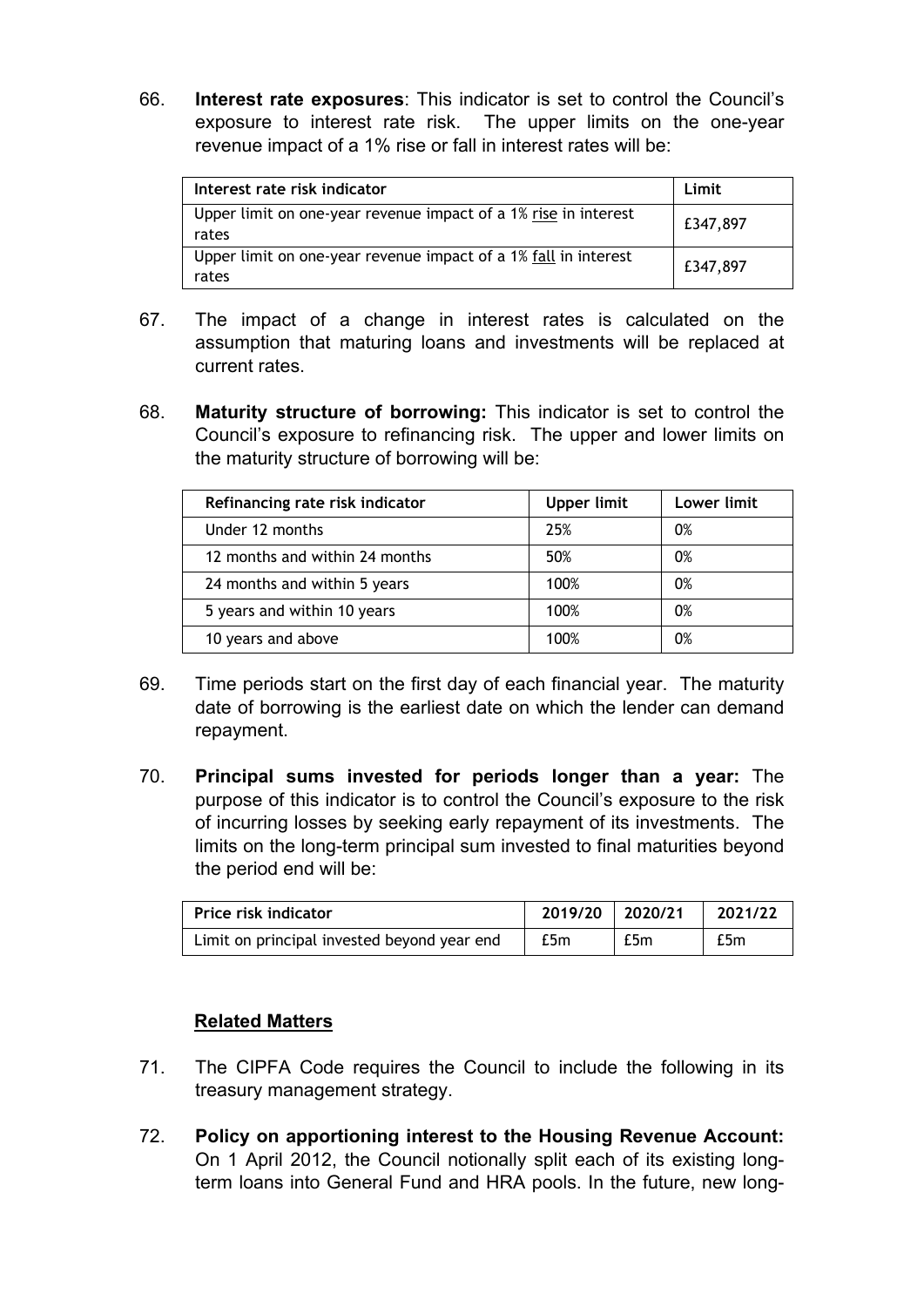66. **Interest rate exposures**: This indicator is set to control the Council's exposure to interest rate risk. The upper limits on the one-year revenue impact of a 1% rise or fall in interest rates will be:

| Interest rate risk indicator | Limit |
|---|---|
| Upper limit on one-year revenue impact of a 1% rise in interest rates | £347,897 |
| Upper limit on one-year revenue impact of a 1% fall in interest rates | £347,897 |

67. The impact of a change in interest rates is calculated on the assumption that maturing loans and investments will be replaced at current rates.

68. **Maturity structure of borrowing:** This indicator is set to control the Council's exposure to refinancing risk. The upper and lower limits on the maturity structure of borrowing will be:

| Refinancing rate risk indicator | Upper limit | Lower limit |
|---|---|---|
| Under 12 months | 25% | 0% |
| 12 months and within 24 months | 50% | 0% |
| 24 months and within 5 years | 100% | 0% |
| 5 years and within 10 years | 100% | 0% |
| 10 years and above | 100% | 0% |

69. Time periods start on the first day of each financial year. The maturity date of borrowing is the earliest date on which the lender can demand repayment.

70. **Principal sums invested for periods longer than a year:** The purpose of this indicator is to control the Council's exposure to the risk of incurring losses by seeking early repayment of its investments. The limits on the long-term principal sum invested to final maturities beyond the period end will be:

| Price risk indicator | 2019/20 | 2020/21 | 2021/22 |
|---|---|---|---|
| Limit on principal invested beyond year end | £5m | £5m | £5m |

**Related Matters**

71. The CIPFA Code requires the Council to include the following in its treasury management strategy.

72. **Policy on apportioning interest to the Housing Revenue Account:** On 1 April 2012, the Council notionally split each of its existing long-term loans into General Fund and HRA pools. In the future, new long-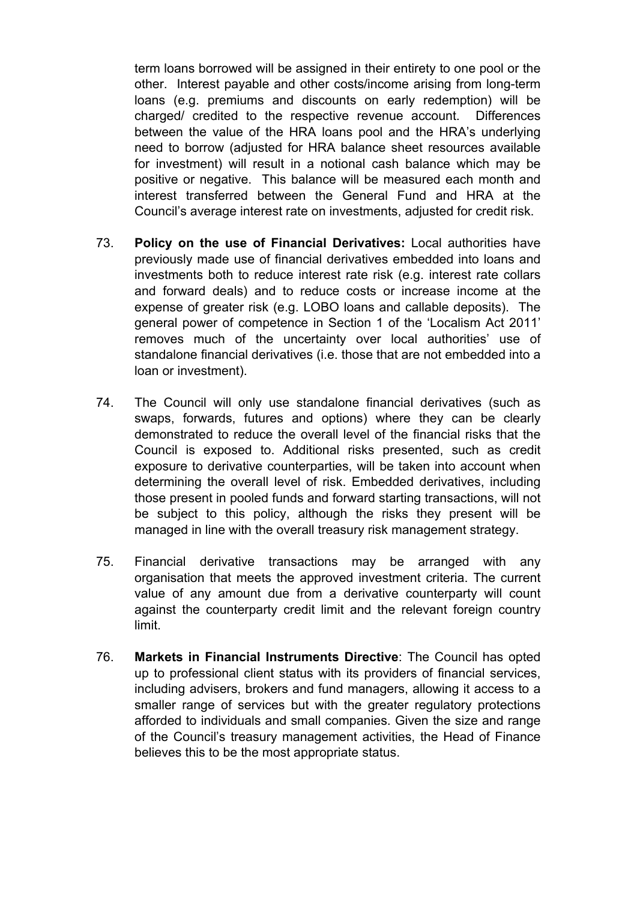term loans borrowed will be assigned in their entirety to one pool or the other. Interest payable and other costs/income arising from long-term loans (e.g. premiums and discounts on early redemption) will be charged/ credited to the respective revenue account. Differences between the value of the HRA loans pool and the HRA's underlying need to borrow (adjusted for HRA balance sheet resources available for investment) will result in a notional cash balance which may be positive or negative. This balance will be measured each month and interest transferred between the General Fund and HRA at the Council's average interest rate on investments, adjusted for credit risk.

73. **Policy on the use of Financial Derivatives:** Local authorities have previously made use of financial derivatives embedded into loans and investments both to reduce interest rate risk (e.g. interest rate collars and forward deals) and to reduce costs or increase income at the expense of greater risk (e.g. LOBO loans and callable deposits). The general power of competence in Section 1 of the 'Localism Act 2011' removes much of the uncertainty over local authorities' use of standalone financial derivatives (i.e. those that are not embedded into a loan or investment).

74. The Council will only use standalone financial derivatives (such as swaps, forwards, futures and options) where they can be clearly demonstrated to reduce the overall level of the financial risks that the Council is exposed to. Additional risks presented, such as credit exposure to derivative counterparties, will be taken into account when determining the overall level of risk. Embedded derivatives, including those present in pooled funds and forward starting transactions, will not be subject to this policy, although the risks they present will be managed in line with the overall treasury risk management strategy.

75. Financial derivative transactions may be arranged with any organisation that meets the approved investment criteria. The current value of any amount due from a derivative counterparty will count against the counterparty credit limit and the relevant foreign country limit.

76. **Markets in Financial Instruments Directive**: The Council has opted up to professional client status with its providers of financial services, including advisers, brokers and fund managers, allowing it access to a smaller range of services but with the greater regulatory protections afforded to individuals and small companies. Given the size and range of the Council's treasury management activities, the Head of Finance believes this to be the most appropriate status.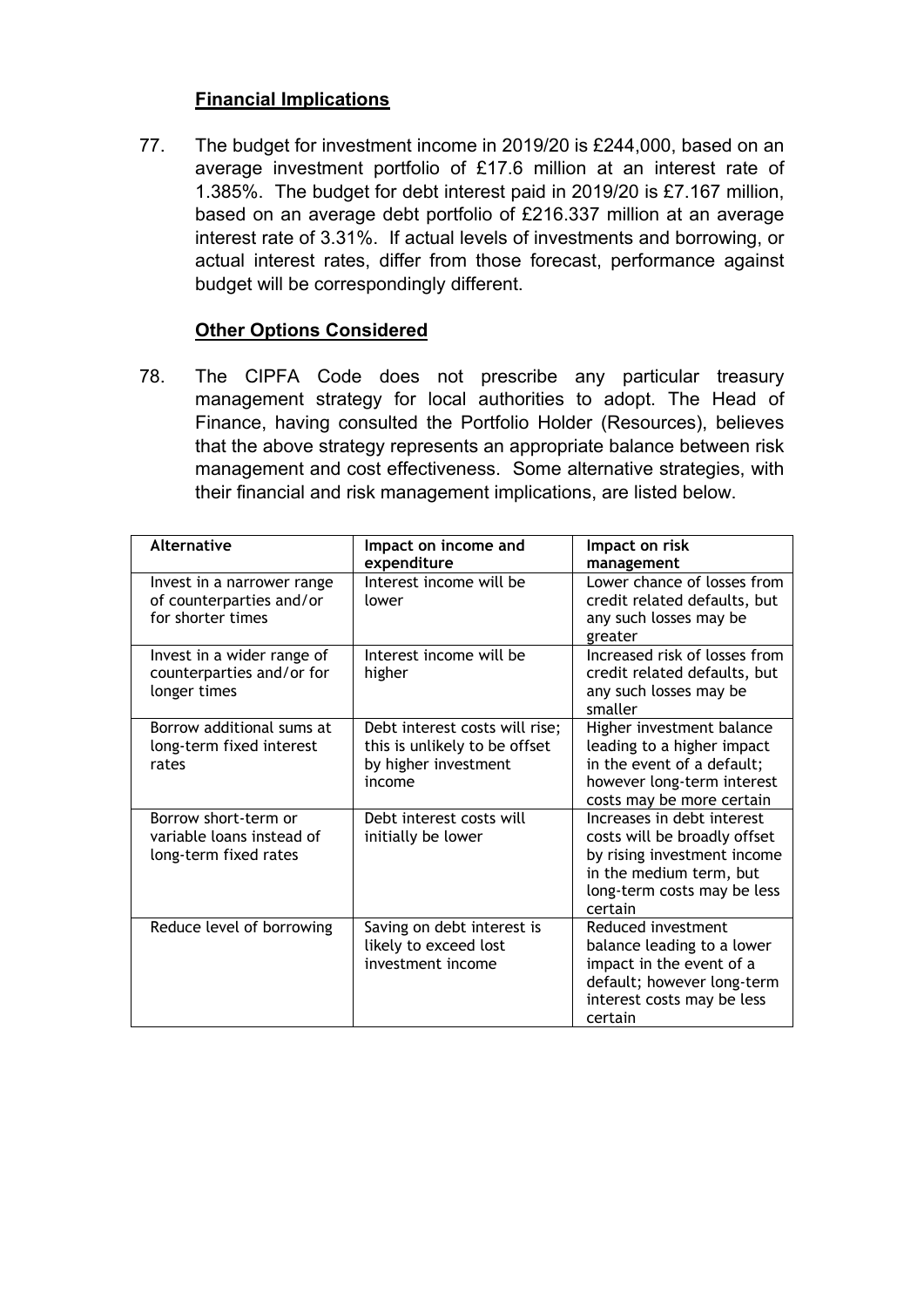## Financial Implications

77. The budget for investment income in 2019/20 is £244,000, based on an average investment portfolio of £17.6 million at an interest rate of 1.385%. The budget for debt interest paid in 2019/20 is £7.167 million, based on an average debt portfolio of £216.337 million at an average interest rate of 3.31%. If actual levels of investments and borrowing, or actual interest rates, differ from those forecast, performance against budget will be correspondingly different.

## Other Options Considered

78. The CIPFA Code does not prescribe any particular treasury management strategy for local authorities to adopt. The Head of Finance, having consulted the Portfolio Holder (Resources), believes that the above strategy represents an appropriate balance between risk management and cost effectiveness. Some alternative strategies, with their financial and risk management implications, are listed below.

| Alternative | Impact on income and expenditure | Impact on risk management |
|---|---|---|
| Invest in a narrower range of counterparties and/or for shorter times | Interest income will be lower | Lower chance of losses from credit related defaults, but any such losses may be greater |
| Invest in a wider range of counterparties and/or for longer times | Interest income will be higher | Increased risk of losses from credit related defaults, but any such losses may be smaller |
| Borrow additional sums at long-term fixed interest rates | Debt interest costs will rise; this is unlikely to be offset by higher investment income | Higher investment balance leading to a higher impact in the event of a default; however long-term interest costs may be more certain |
| Borrow short-term or variable loans instead of long-term fixed rates | Debt interest costs will initially be lower | Increases in debt interest costs will be broadly offset by rising investment income in the medium term, but long-term costs may be less certain |
| Reduce level of borrowing | Saving on debt interest is likely to exceed lost investment income | Reduced investment balance leading to a lower impact in the event of a default; however long-term interest costs may be less certain |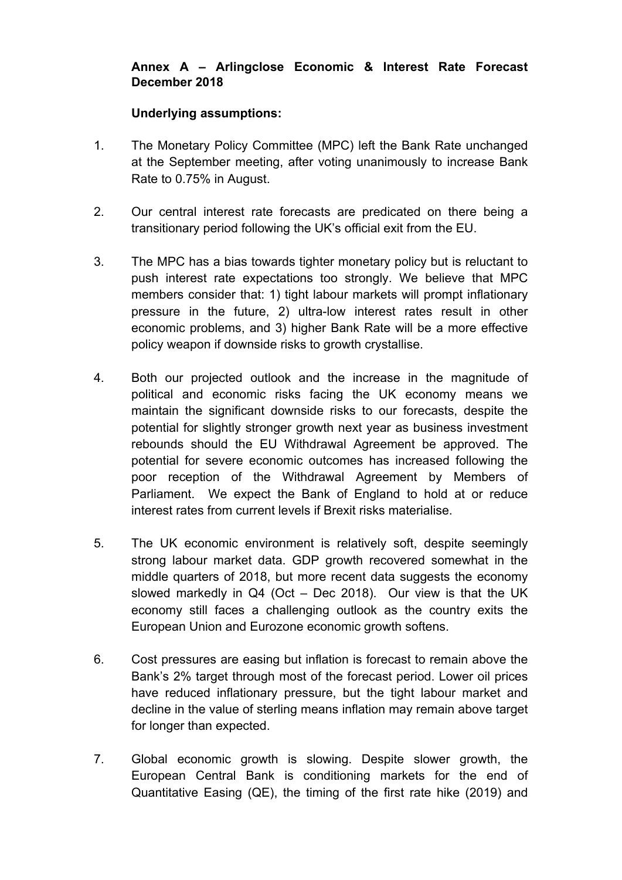**Annex A – Arlingclose Economic & Interest Rate Forecast December 2018**

**Underlying assumptions:**

1. The Monetary Policy Committee (MPC) left the Bank Rate unchanged at the September meeting, after voting unanimously to increase Bank Rate to 0.75% in August.

2. Our central interest rate forecasts are predicated on there being a transitionary period following the UK's official exit from the EU.

3. The MPC has a bias towards tighter monetary policy but is reluctant to push interest rate expectations too strongly. We believe that MPC members consider that: 1) tight labour markets will prompt inflationary pressure in the future, 2) ultra-low interest rates result in other economic problems, and 3) higher Bank Rate will be a more effective policy weapon if downside risks to growth crystallise.

4. Both our projected outlook and the increase in the magnitude of political and economic risks facing the UK economy means we maintain the significant downside risks to our forecasts, despite the potential for slightly stronger growth next year as business investment rebounds should the EU Withdrawal Agreement be approved. The potential for severe economic outcomes has increased following the poor reception of the Withdrawal Agreement by Members of Parliament. We expect the Bank of England to hold at or reduce interest rates from current levels if Brexit risks materialise.

5. The UK economic environment is relatively soft, despite seemingly strong labour market data. GDP growth recovered somewhat in the middle quarters of 2018, but more recent data suggests the economy slowed markedly in Q4 (Oct – Dec 2018). Our view is that the UK economy still faces a challenging outlook as the country exits the European Union and Eurozone economic growth softens.

6. Cost pressures are easing but inflation is forecast to remain above the Bank's 2% target through most of the forecast period. Lower oil prices have reduced inflationary pressure, but the tight labour market and decline in the value of sterling means inflation may remain above target for longer than expected.

7. Global economic growth is slowing. Despite slower growth, the European Central Bank is conditioning markets for the end of Quantitative Easing (QE), the timing of the first rate hike (2019) and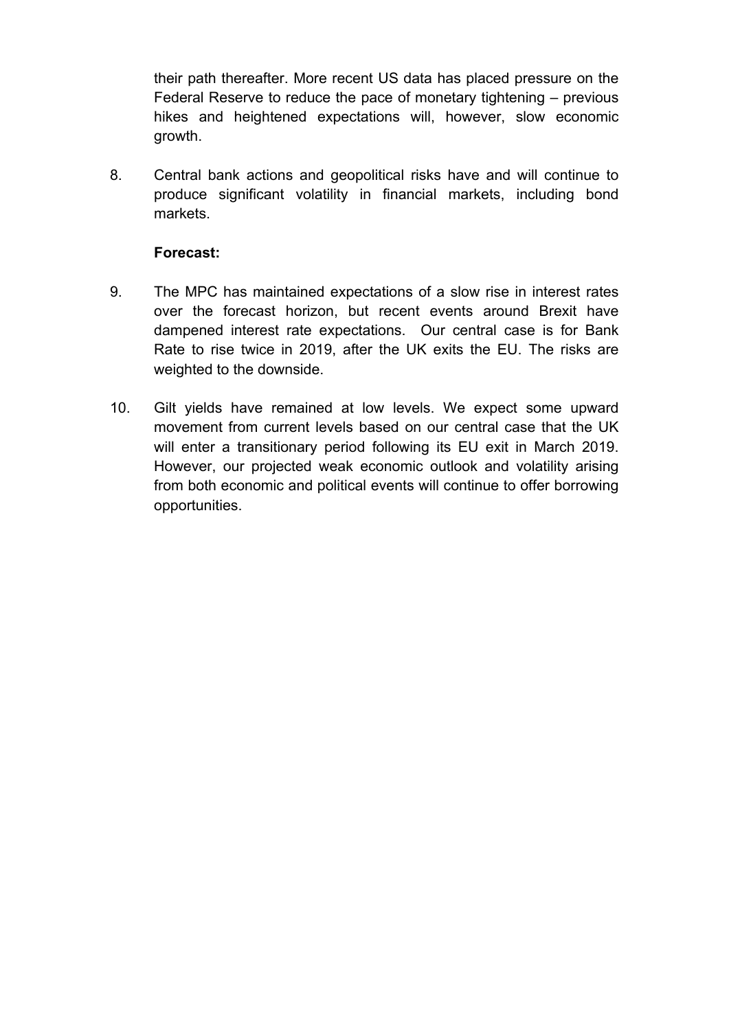their path thereafter. More recent US data has placed pressure on the Federal Reserve to reduce the pace of monetary tightening – previous hikes and heightened expectations will, however, slow economic growth.

8. Central bank actions and geopolitical risks have and will continue to produce significant volatility in financial markets, including bond markets.

**Forecast:**

9. The MPC has maintained expectations of a slow rise in interest rates over the forecast horizon, but recent events around Brexit have dampened interest rate expectations. Our central case is for Bank Rate to rise twice in 2019, after the UK exits the EU. The risks are weighted to the downside.

10. Gilt yields have remained at low levels. We expect some upward movement from current levels based on our central case that the UK will enter a transitionary period following its EU exit in March 2019. However, our projected weak economic outlook and volatility arising from both economic and political events will continue to offer borrowing opportunities.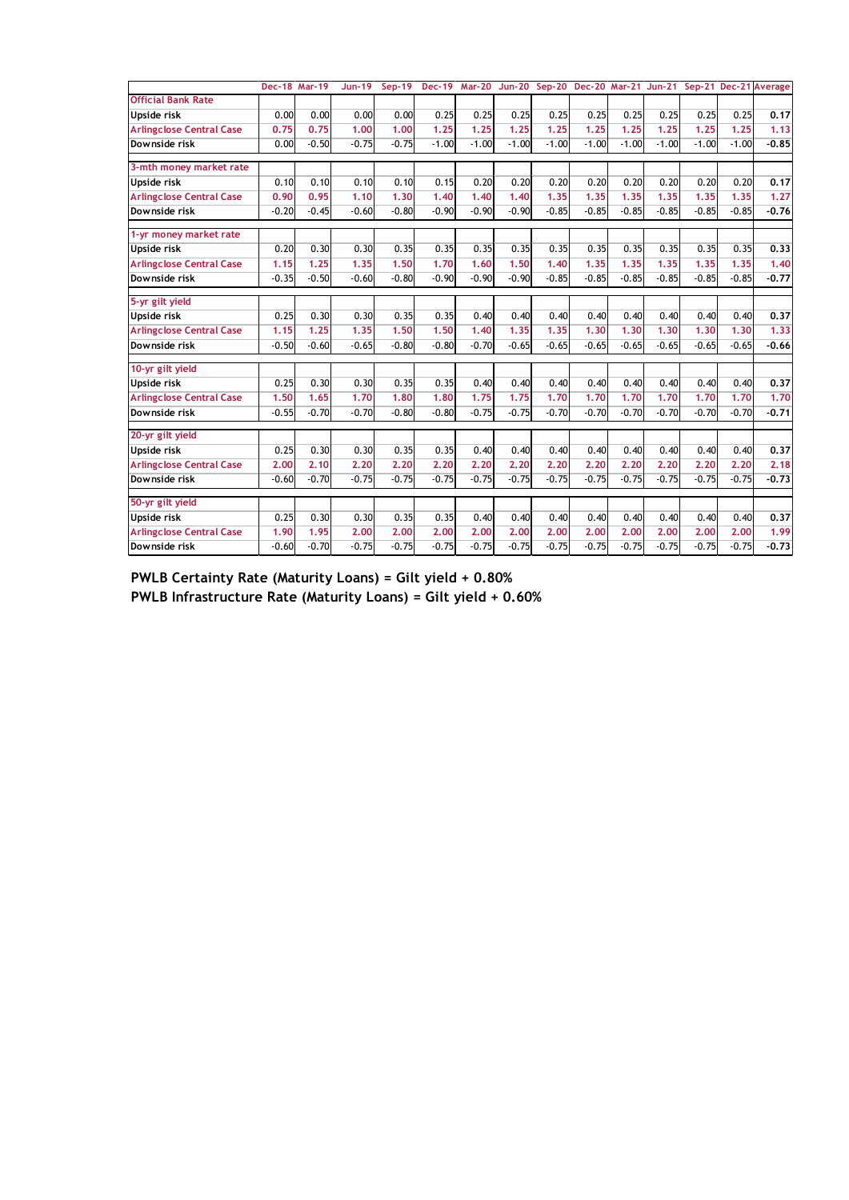| | Dec-18 | Mar-19 | Jun-19 | Sep-19 | Dec-19 | Mar-20 | Jun-20 | Sep-20 | Dec-20 | Mar-21 | Jun-21 | Sep-21 | Dec-21 | Average |
|---|---|---|---|---|---|---|---|---|---|---|---|---|---|---|
| **Official Bank Rate** | | | | | | | | | | | | | | |
| Upside risk | 0.00 | 0.00 | 0.00 | 0.00 | 0.25 | 0.25 | 0.25 | 0.25 | 0.25 | 0.25 | 0.25 | 0.25 | 0.25 | 0.17 |
| Arlingclose Central Case | 0.75 | 0.75 | 1.00 | 1.00 | 1.25 | 1.25 | 1.25 | 1.25 | 1.25 | 1.25 | 1.25 | 1.25 | 1.25 | 1.13 |
| Downside risk | 0.00 | -0.50 | -0.75 | -0.75 | -1.00 | -1.00 | -1.00 | -1.00 | -1.00 | -1.00 | -1.00 | -1.00 | -1.00 | -0.85 |
| | | | | | | | | | | | | | | |
| **3-mth money market rate** | | | | | | | | | | | | | | |
| Upside risk | 0.10 | 0.10 | 0.10 | 0.10 | 0.15 | 0.20 | 0.20 | 0.20 | 0.20 | 0.20 | 0.20 | 0.20 | 0.20 | 0.17 |
| Arlingclose Central Case | 0.90 | 0.95 | 1.10 | 1.30 | 1.40 | 1.40 | 1.40 | 1.35 | 1.35 | 1.35 | 1.35 | 1.35 | 1.35 | 1.27 |
| Downside risk | -0.20 | -0.45 | -0.60 | -0.80 | -0.90 | -0.90 | -0.90 | -0.85 | -0.85 | -0.85 | -0.85 | -0.85 | -0.85 | -0.76 |
| | | | | | | | | | | | | | | |
| **1-yr money market rate** | | | | | | | | | | | | | | |
| Upside risk | 0.20 | 0.30 | 0.30 | 0.35 | 0.35 | 0.35 | 0.35 | 0.35 | 0.35 | 0.35 | 0.35 | 0.35 | 0.35 | 0.33 |
| Arlingclose Central Case | 1.15 | 1.25 | 1.35 | 1.50 | 1.70 | 1.60 | 1.50 | 1.40 | 1.35 | 1.35 | 1.35 | 1.35 | 1.35 | 1.40 |
| Downside risk | -0.35 | -0.50 | -0.60 | -0.80 | -0.90 | -0.90 | -0.90 | -0.85 | -0.85 | -0.85 | -0.85 | -0.85 | -0.85 | -0.77 |
| | | | | | | | | | | | | | | |
| **5-yr gilt yield** | | | | | | | | | | | | | | |
| Upside risk | 0.25 | 0.30 | 0.30 | 0.35 | 0.35 | 0.40 | 0.40 | 0.40 | 0.40 | 0.40 | 0.40 | 0.40 | 0.40 | 0.37 |
| Arlingclose Central Case | 1.15 | 1.25 | 1.35 | 1.50 | 1.50 | 1.40 | 1.35 | 1.35 | 1.30 | 1.30 | 1.30 | 1.30 | 1.30 | 1.33 |
| Downside risk | -0.50 | -0.60 | -0.65 | -0.80 | -0.80 | -0.70 | -0.65 | -0.65 | -0.65 | -0.65 | -0.65 | -0.65 | -0.65 | -0.66 |
| | | | | | | | | | | | | | | |
| **10-yr gilt yield** | | | | | | | | | | | | | | |
| Upside risk | 0.25 | 0.30 | 0.30 | 0.35 | 0.35 | 0.40 | 0.40 | 0.40 | 0.40 | 0.40 | 0.40 | 0.40 | 0.40 | 0.37 |
| Arlingclose Central Case | 1.50 | 1.65 | 1.70 | 1.80 | 1.80 | 1.75 | 1.75 | 1.70 | 1.70 | 1.70 | 1.70 | 1.70 | 1.70 | 1.70 |
| Downside risk | -0.55 | -0.70 | -0.70 | -0.80 | -0.80 | -0.75 | -0.75 | -0.70 | -0.70 | -0.70 | -0.70 | -0.70 | -0.70 | -0.71 |
| | | | | | | | | | | | | | | |
| **20-yr gilt yield** | | | | | | | | | | | | | | |
| Upside risk | 0.25 | 0.30 | 0.30 | 0.35 | 0.35 | 0.40 | 0.40 | 0.40 | 0.40 | 0.40 | 0.40 | 0.40 | 0.40 | 0.37 |
| Arlingclose Central Case | 2.00 | 2.10 | 2.20 | 2.20 | 2.20 | 2.20 | 2.20 | 2.20 | 2.20 | 2.20 | 2.20 | 2.20 | 2.20 | 2.18 |
| Downside risk | -0.60 | -0.70 | -0.75 | -0.75 | -0.75 | -0.75 | -0.75 | -0.75 | -0.75 | -0.75 | -0.75 | -0.75 | -0.75 | -0.73 |
| | | | | | | | | | | | | | | |
| **50-yr gilt yield** | | | | | | | | | | | | | | |
| Upside risk | 0.25 | 0.30 | 0.30 | 0.35 | 0.35 | 0.40 | 0.40 | 0.40 | 0.40 | 0.40 | 0.40 | 0.40 | 0.40 | 0.37 |
| Arlingclose Central Case | 1.90 | 1.95 | 2.00 | 2.00 | 2.00 | 2.00 | 2.00 | 2.00 | 2.00 | 2.00 | 2.00 | 2.00 | 2.00 | 1.99 |
| Downside risk | -0.60 | -0.70 | -0.75 | -0.75 | -0.75 | -0.75 | -0.75 | -0.75 | -0.75 | -0.75 | -0.75 | -0.75 | -0.75 | -0.73 |

**PWLB Certainty Rate (Maturity Loans) = Gilt yield + 0.80%**
**PWLB Infrastructure Rate (Maturity Loans) = Gilt yield + 0.60%**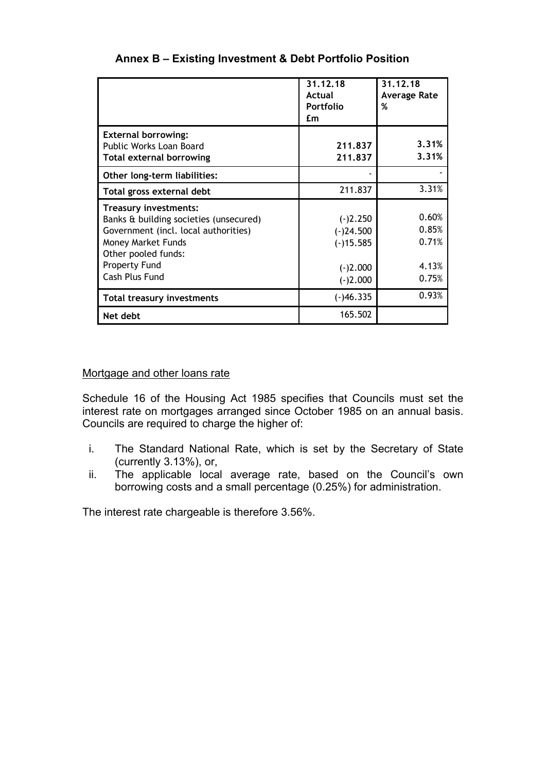## Annex B – Existing Investment & Debt Portfolio Position

| | 31.12.18 Actual Portfolio £m | 31.12.18 Average Rate % |
|---|---|---|
| **External borrowing:** | | |
| Public Works Loan Board | **211.837** | **3.31%** |
| **Total external borrowing** | **211.837** | **3.31%** |
| **Other long-term liabilities:** | - | - |
| **Total gross external debt** | 211.837 | 3.31% |
| **Treasury investments:** | | |
| Banks & building societies (unsecured) | (-)2.250 | 0.60% |
| Government (incl. local authorities) | (-)24.500 | 0.85% |
| Money Market Funds | (-)15.585 | 0.71% |
| Other pooled funds: | | |
| Property Fund | (-)2.000 | 4.13% |
| Cash Plus Fund | (-)2.000 | 0.75% |
| **Total treasury investments** | (-)46.335 | 0.93% |
| **Net debt** | 165.502 | |

<u>Mortgage and other loans rate</u>

Schedule 16 of the Housing Act 1985 specifies that Councils must set the interest rate on mortgages arranged since October 1985 on an annual basis. Councils are required to charge the higher of:

i. The Standard National Rate, which is set by the Secretary of State (currently 3.13%), or,
ii. The applicable local average rate, based on the Council's own borrowing costs and a small percentage (0.25%) for administration.

The interest rate chargeable is therefore 3.56%.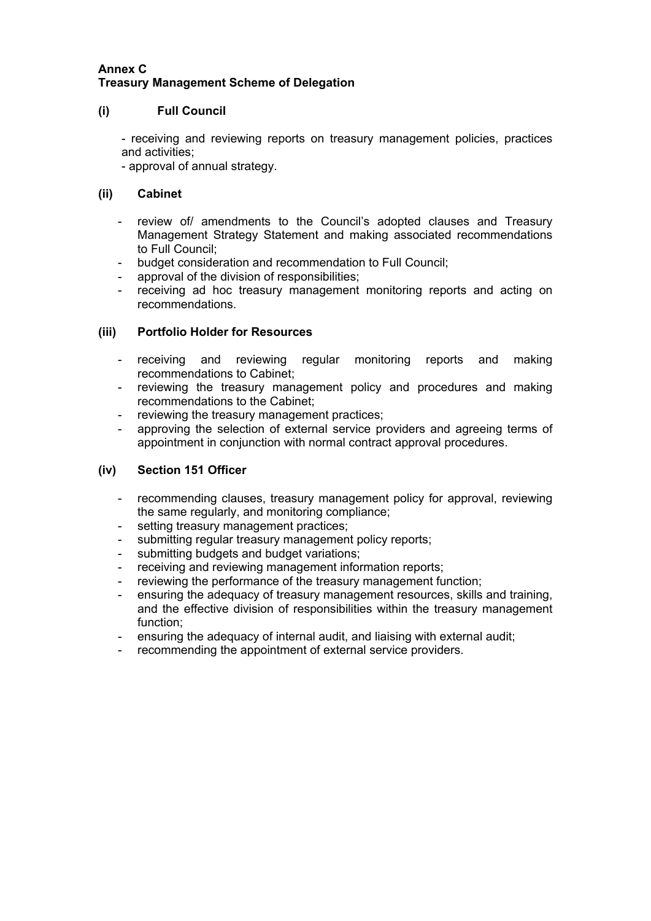**Annex C**
**Treasury Management Scheme of Delegation**

**(i) Full Council**

- receiving and reviewing reports on treasury management policies, practices and activities;
- approval of annual strategy.

**(ii) Cabinet**

- review of/ amendments to the Council's adopted clauses and Treasury Management Strategy Statement and making associated recommendations to Full Council;
- budget consideration and recommendation to Full Council;
- approval of the division of responsibilities;
- receiving ad hoc treasury management monitoring reports and acting on recommendations.

**(iii) Portfolio Holder for Resources**

- receiving and reviewing regular monitoring reports and making recommendations to Cabinet;
- reviewing the treasury management policy and procedures and making recommendations to the Cabinet;
- reviewing the treasury management practices;
- approving the selection of external service providers and agreeing terms of appointment in conjunction with normal contract approval procedures.

**(iv) Section 151 Officer**

- recommending clauses, treasury management policy for approval, reviewing the same regularly, and monitoring compliance;
- setting treasury management practices;
- submitting regular treasury management policy reports;
- submitting budgets and budget variations;
- receiving and reviewing management information reports;
- reviewing the performance of the treasury management function;
- ensuring the adequacy of treasury management resources, skills and training, and the effective division of responsibilities within the treasury management function;
- ensuring the adequacy of internal audit, and liaising with external audit;
- recommending the appointment of external service providers.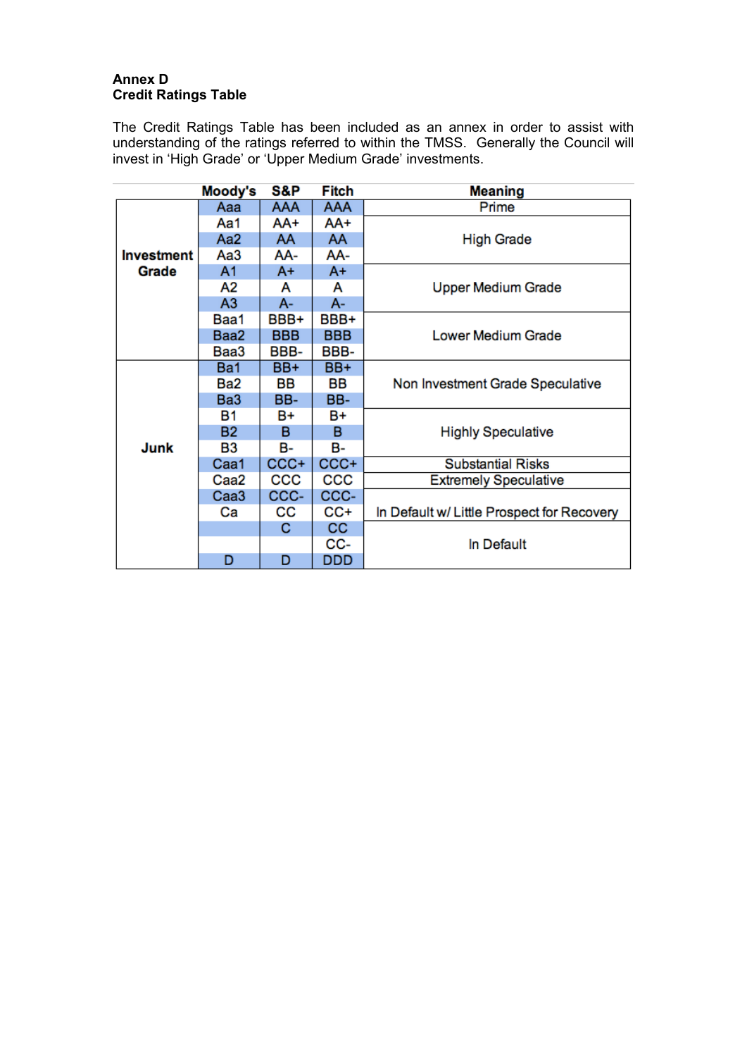**Annex D**
**Credit Ratings Table**

The Credit Ratings Table has been included as an annex in order to assist with understanding of the ratings referred to within the TMSS. Generally the Council will invest in 'High Grade' or 'Upper Medium Grade' investments.

| | Moody's | S&P | Fitch | Meaning |
|---|---|---|---|---|
| Investment Grade | Aaa | AAA | AAA | Prime |
| | Aa1 | AA+ | AA+ | High Grade |
| | Aa2 | AA | AA | |
| | Aa3 | AA- | AA- | |
| | A1 | A+ | A+ | Upper Medium Grade |
| | A2 | A | A | |
| | A3 | A- | A- | |
| | Baa1 | BBB+ | BBB+ | Lower Medium Grade |
| | Baa2 | BBB | BBB | |
| | Baa3 | BBB- | BBB- | |
| Junk | Ba1 | BB+ | BB+ | Non Investment Grade Speculative |
| | Ba2 | BB | BB | |
| | Ba3 | BB- | BB- | |
| | B1 | B+ | B+ | Highly Speculative |
| | B2 | B | B | |
| | B3 | B- | B- | |
| | Caa1 | CCC+ | CCC+ | Substantial Risks |
| | Caa2 | CCC | CCC | Extremely Speculative |
| | Caa3 | CCC- | CCC- | In Default w/ Little Prospect for Recovery |
| | Ca | CC | CC+ | |
| | | C | CC | In Default |
| | | | CC- | |
| | D | D | DDD | |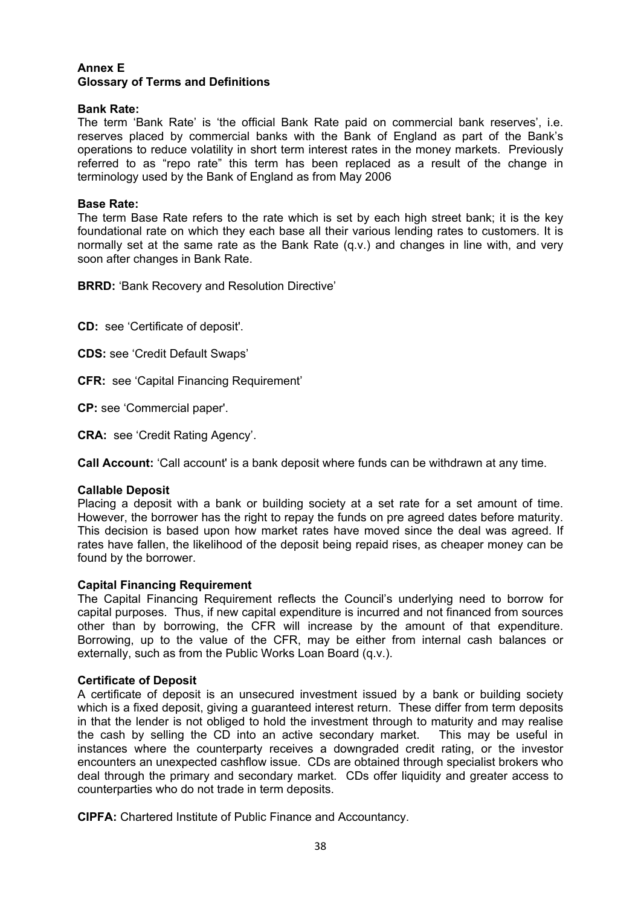## Annex E
## Glossary of Terms and Definitions

**Bank Rate:**
The term 'Bank Rate' is 'the official Bank Rate paid on commercial bank reserves', i.e. reserves placed by commercial banks with the Bank of England as part of the Bank's operations to reduce volatility in short term interest rates in the money markets. Previously referred to as "repo rate" this term has been replaced as a result of the change in terminology used by the Bank of England as from May 2006

**Base Rate:**
The term Base Rate refers to the rate which is set by each high street bank; it is the key foundational rate on which they each base all their various lending rates to customers. It is normally set at the same rate as the Bank Rate (q.v.) and changes in line with, and very soon after changes in Bank Rate.

**BRRD:** 'Bank Recovery and Resolution Directive'

**CD:** see 'Certificate of deposit'.

**CDS:** see 'Credit Default Swaps'

**CFR:** see 'Capital Financing Requirement'

**CP:** see 'Commercial paper'.

**CRA:** see 'Credit Rating Agency'.

**Call Account:** 'Call account' is a bank deposit where funds can be withdrawn at any time.

**Callable Deposit**
Placing a deposit with a bank or building society at a set rate for a set amount of time. However, the borrower has the right to repay the funds on pre agreed dates before maturity. This decision is based upon how market rates have moved since the deal was agreed. If rates have fallen, the likelihood of the deposit being repaid rises, as cheaper money can be found by the borrower.

**Capital Financing Requirement**
The Capital Financing Requirement reflects the Council's underlying need to borrow for capital purposes. Thus, if new capital expenditure is incurred and not financed from sources other than by borrowing, the CFR will increase by the amount of that expenditure. Borrowing, up to the value of the CFR, may be either from internal cash balances or externally, such as from the Public Works Loan Board (q.v.).

**Certificate of Deposit**
A certificate of deposit is an unsecured investment issued by a bank or building society which is a fixed deposit, giving a guaranteed interest return. These differ from term deposits in that the lender is not obliged to hold the investment through to maturity and may realise the cash by selling the CD into an active secondary market. This may be useful in instances where the counterparty receives a downgraded credit rating, or the investor encounters an unexpected cashflow issue. CDs are obtained through specialist brokers who deal through the primary and secondary market. CDs offer liquidity and greater access to counterparties who do not trade in term deposits.

**CIPFA:** Chartered Institute of Public Finance and Accountancy.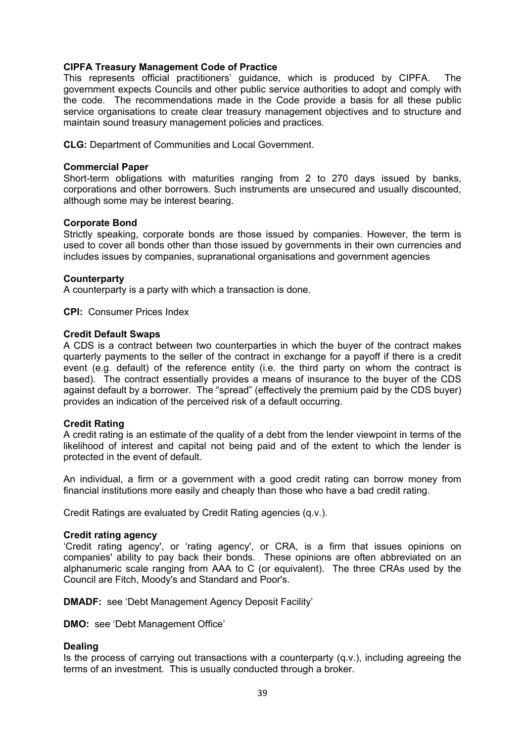**CIPFA Treasury Management Code of Practice**
This represents official practitioners' guidance, which is produced by CIPFA. The government expects Councils and other public service authorities to adopt and comply with the code. The recommendations made in the Code provide a basis for all these public service organisations to create clear treasury management objectives and to structure and maintain sound treasury management policies and practices.

**CLG:** Department of Communities and Local Government.

**Commercial Paper**
Short-term obligations with maturities ranging from 2 to 270 days issued by banks, corporations and other borrowers. Such instruments are unsecured and usually discounted, although some may be interest bearing.

**Corporate Bond**
Strictly speaking, corporate bonds are those issued by companies. However, the term is used to cover all bonds other than those issued by governments in their own currencies and includes issues by companies, supranational organisations and government agencies

**Counterparty**
A counterparty is a party with which a transaction is done.

**CPI:** Consumer Prices Index

**Credit Default Swaps**
A CDS is a contract between two counterparties in which the buyer of the contract makes quarterly payments to the seller of the contract in exchange for a payoff if there is a credit event (e.g. default) of the reference entity (i.e. the third party on whom the contract is based). The contract essentially provides a means of insurance to the buyer of the CDS against default by a borrower. The "spread" (effectively the premium paid by the CDS buyer) provides an indication of the perceived risk of a default occurring.

**Credit Rating**
A credit rating is an estimate of the quality of a debt from the lender viewpoint in terms of the likelihood of interest and capital not being paid and of the extent to which the lender is protected in the event of default.

An individual, a firm or a government with a good credit rating can borrow money from financial institutions more easily and cheaply than those who have a bad credit rating.

Credit Ratings are evaluated by Credit Rating agencies (q.v.).

**Credit rating agency**
'Credit rating agency', or 'rating agency', or CRA, is a firm that issues opinions on companies' ability to pay back their bonds. These opinions are often abbreviated on an alphanumeric scale ranging from AAA to C (or equivalent). The three CRAs used by the Council are Fitch, Moody's and Standard and Poor's.

**DMADF:** see 'Debt Management Agency Deposit Facility'

**DMO:** see 'Debt Management Office'

**Dealing**
Is the process of carrying out transactions with a counterparty (q.v.), including agreeing the terms of an investment. This is usually conducted through a broker.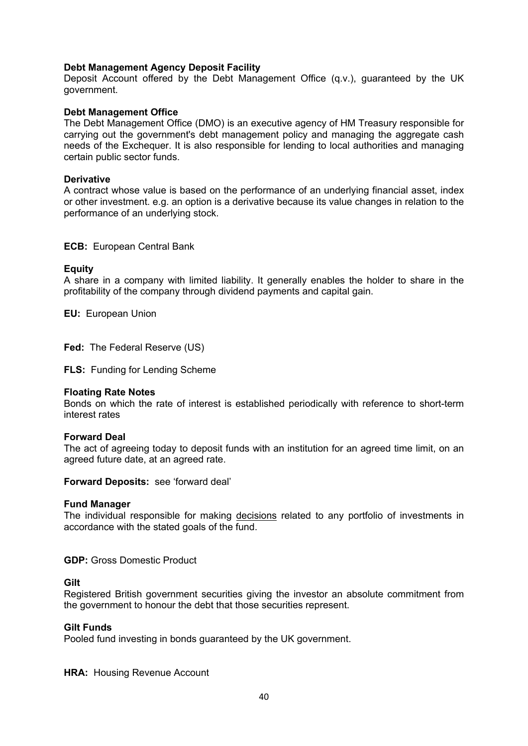**Debt Management Agency Deposit Facility**
Deposit Account offered by the Debt Management Office (q.v.), guaranteed by the UK government.

**Debt Management Office**
The Debt Management Office (DMO) is an executive agency of HM Treasury responsible for carrying out the government's debt management policy and managing the aggregate cash needs of the Exchequer. It is also responsible for lending to local authorities and managing certain public sector funds.

**Derivative**
A contract whose value is based on the performance of an underlying financial asset, index or other investment. e.g. an option is a derivative because its value changes in relation to the performance of an underlying stock.

**ECB:** European Central Bank

**Equity**
A share in a company with limited liability. It generally enables the holder to share in the profitability of the company through dividend payments and capital gain.

**EU:** European Union

**Fed:** The Federal Reserve (US)

**FLS:** Funding for Lending Scheme

**Floating Rate Notes**
Bonds on which the rate of interest is established periodically with reference to short-term interest rates

**Forward Deal**
The act of agreeing today to deposit funds with an institution for an agreed time limit, on an agreed future date, at an agreed rate.

**Forward Deposits:** see 'forward deal'

**Fund Manager**
The individual responsible for making decisions related to any portfolio of investments in accordance with the stated goals of the fund.

**GDP:** Gross Domestic Product

**Gilt**
Registered British government securities giving the investor an absolute commitment from the government to honour the debt that those securities represent.

**Gilt Funds**
Pooled fund investing in bonds guaranteed by the UK government.

**HRA:** Housing Revenue Account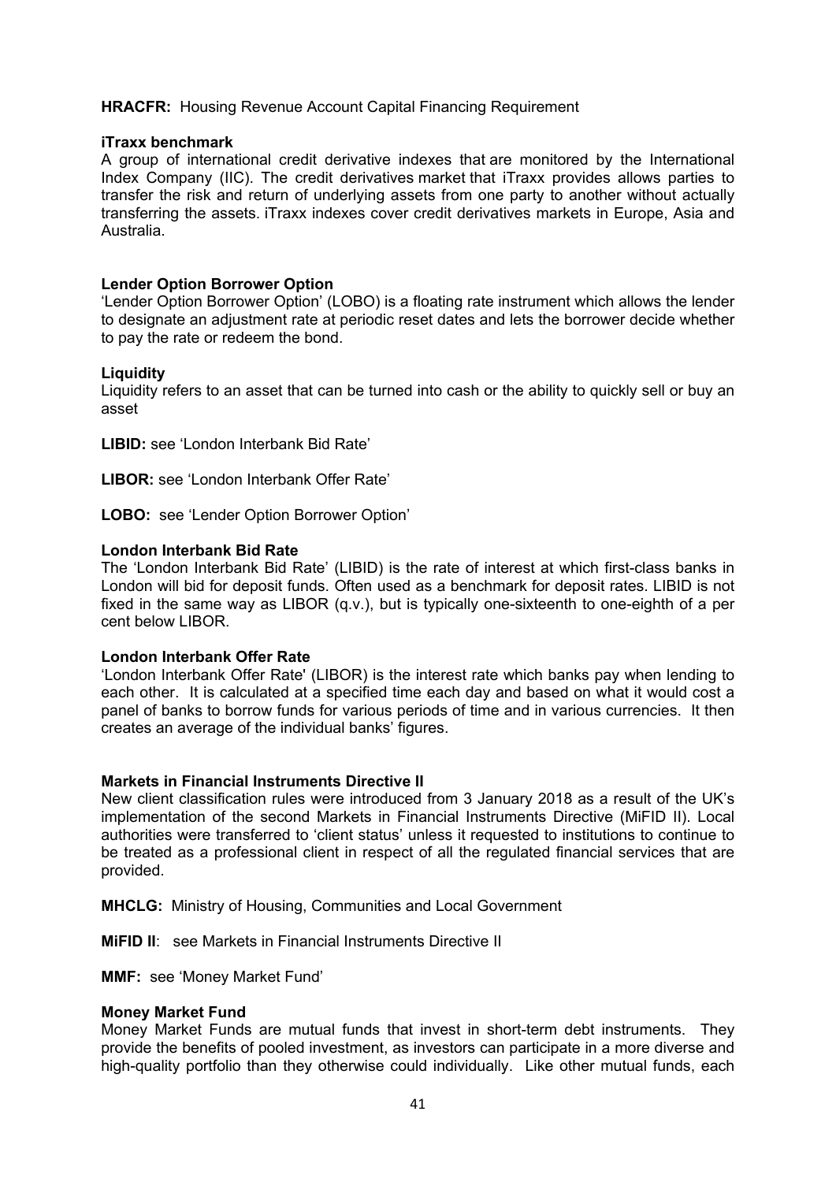**HRACFR:** Housing Revenue Account Capital Financing Requirement

**iTraxx benchmark**

A group of international credit derivative indexes that are monitored by the International Index Company (IIC). The credit derivatives market that iTraxx provides allows parties to transfer the risk and return of underlying assets from one party to another without actually transferring the assets. iTraxx indexes cover credit derivatives markets in Europe, Asia and Australia.

**Lender Option Borrower Option**

'Lender Option Borrower Option' (LOBO) is a floating rate instrument which allows the lender to designate an adjustment rate at periodic reset dates and lets the borrower decide whether to pay the rate or redeem the bond.

**Liquidity**

Liquidity refers to an asset that can be turned into cash or the ability to quickly sell or buy an asset

**LIBID:** see 'London Interbank Bid Rate'

**LIBOR:** see 'London Interbank Offer Rate'

**LOBO:** see 'Lender Option Borrower Option'

**London Interbank Bid Rate**

The 'London Interbank Bid Rate' (LIBID) is the rate of interest at which first-class banks in London will bid for deposit funds. Often used as a benchmark for deposit rates. LIBID is not fixed in the same way as LIBOR (q.v.), but is typically one-sixteenth to one-eighth of a per cent below LIBOR.

**London Interbank Offer Rate**

'London Interbank Offer Rate' (LIBOR) is the interest rate which banks pay when lending to each other. It is calculated at a specified time each day and based on what it would cost a panel of banks to borrow funds for various periods of time and in various currencies. It then creates an average of the individual banks' figures.

**Markets in Financial Instruments Directive II**

New client classification rules were introduced from 3 January 2018 as a result of the UK's implementation of the second Markets in Financial Instruments Directive (MiFID II). Local authorities were transferred to 'client status' unless it requested to institutions to continue to be treated as a professional client in respect of all the regulated financial services that are provided.

**MHCLG:** Ministry of Housing, Communities and Local Government

**MiFID II**: see Markets in Financial Instruments Directive II

**MMF:** see 'Money Market Fund'

**Money Market Fund**

Money Market Funds are mutual funds that invest in short-term debt instruments. They provide the benefits of pooled investment, as investors can participate in a more diverse and high-quality portfolio than they otherwise could individually. Like other mutual funds, each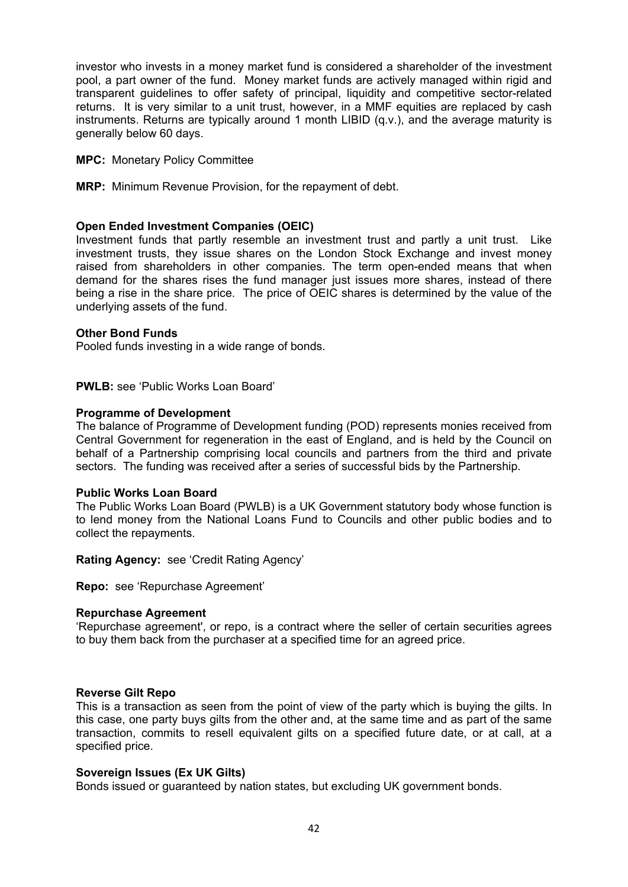investor who invests in a money market fund is considered a shareholder of the investment pool, a part owner of the fund. Money market funds are actively managed within rigid and transparent guidelines to offer safety of principal, liquidity and competitive sector-related returns. It is very similar to a unit trust, however, in a MMF equities are replaced by cash instruments. Returns are typically around 1 month LIBID (q.v.), and the average maturity is generally below 60 days.

**MPC:** Monetary Policy Committee

**MRP:** Minimum Revenue Provision, for the repayment of debt.

**Open Ended Investment Companies (OEIC)**
Investment funds that partly resemble an investment trust and partly a unit trust. Like investment trusts, they issue shares on the London Stock Exchange and invest money raised from shareholders in other companies. The term open-ended means that when demand for the shares rises the fund manager just issues more shares, instead of there being a rise in the share price. The price of OEIC shares is determined by the value of the underlying assets of the fund.

**Other Bond Funds**
Pooled funds investing in a wide range of bonds.

**PWLB:** see 'Public Works Loan Board'

**Programme of Development**
The balance of Programme of Development funding (POD) represents monies received from Central Government for regeneration in the east of England, and is held by the Council on behalf of a Partnership comprising local councils and partners from the third and private sectors. The funding was received after a series of successful bids by the Partnership.

**Public Works Loan Board**
The Public Works Loan Board (PWLB) is a UK Government statutory body whose function is to lend money from the National Loans Fund to Councils and other public bodies and to collect the repayments.

**Rating Agency:** see 'Credit Rating Agency'

**Repo:** see 'Repurchase Agreement'

**Repurchase Agreement**
'Repurchase agreement', or repo, is a contract where the seller of certain securities agrees to buy them back from the purchaser at a specified time for an agreed price.

**Reverse Gilt Repo**
This is a transaction as seen from the point of view of the party which is buying the gilts. In this case, one party buys gilts from the other and, at the same time and as part of the same transaction, commits to resell equivalent gilts on a specified future date, or at call, at a specified price.

**Sovereign Issues (Ex UK Gilts)**
Bonds issued or guaranteed by nation states, but excluding UK government bonds.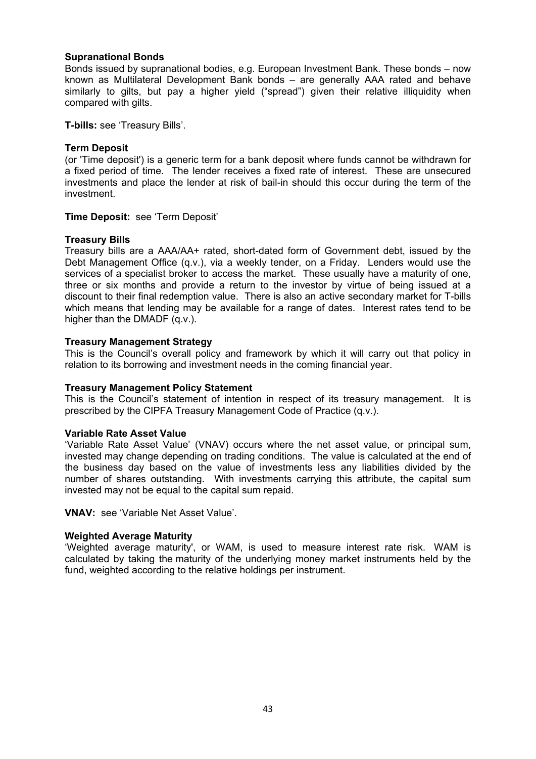**Supranational Bonds**
Bonds issued by supranational bodies, e.g. European Investment Bank. These bonds – now known as Multilateral Development Bank bonds – are generally AAA rated and behave similarly to gilts, but pay a higher yield ("spread") given their relative illiquidity when compared with gilts.

**T-bills:** see 'Treasury Bills'.

**Term Deposit**
(or 'Time deposit') is a generic term for a bank deposit where funds cannot be withdrawn for a fixed period of time. The lender receives a fixed rate of interest. These are unsecured investments and place the lender at risk of bail-in should this occur during the term of the investment.

**Time Deposit:** see 'Term Deposit'

**Treasury Bills**
Treasury bills are a AAA/AA+ rated, short-dated form of Government debt, issued by the Debt Management Office (q.v.), via a weekly tender, on a Friday. Lenders would use the services of a specialist broker to access the market. These usually have a maturity of one, three or six months and provide a return to the investor by virtue of being issued at a discount to their final redemption value. There is also an active secondary market for T-bills which means that lending may be available for a range of dates. Interest rates tend to be higher than the DMADF (q.v.).

**Treasury Management Strategy**
This is the Council's overall policy and framework by which it will carry out that policy in relation to its borrowing and investment needs in the coming financial year.

**Treasury Management Policy Statement**
This is the Council's statement of intention in respect of its treasury management. It is prescribed by the CIPFA Treasury Management Code of Practice (q.v.).

**Variable Rate Asset Value**
'Variable Rate Asset Value' (VNAV) occurs where the net asset value, or principal sum, invested may change depending on trading conditions. The value is calculated at the end of the business day based on the value of investments less any liabilities divided by the number of shares outstanding. With investments carrying this attribute, the capital sum invested may not be equal to the capital sum repaid.

**VNAV:** see 'Variable Net Asset Value'.

**Weighted Average Maturity**
'Weighted average maturity', or WAM, is used to measure interest rate risk. WAM is calculated by taking the maturity of the underlying money market instruments held by the fund, weighted according to the relative holdings per instrument.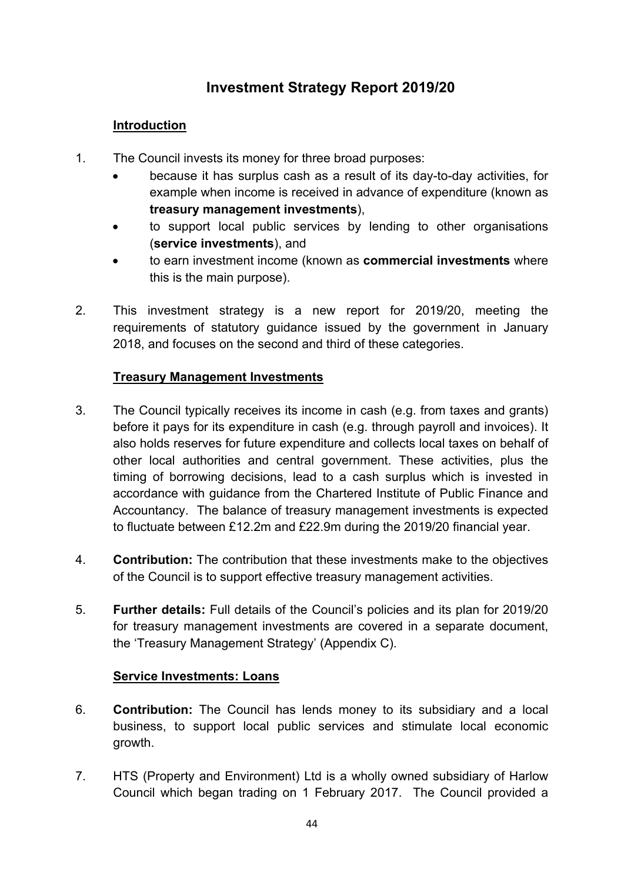# Investment Strategy Report 2019/20

## Introduction

1. The Council invests its money for three broad purposes:
   - because it has surplus cash as a result of its day-to-day activities, for example when income is received in advance of expenditure (known as **treasury management investments**),
   - to support local public services by lending to other organisations (**service investments**), and
   - to earn investment income (known as **commercial investments** where this is the main purpose).

2. This investment strategy is a new report for 2019/20, meeting the requirements of statutory guidance issued by the government in January 2018, and focuses on the second and third of these categories.

## Treasury Management Investments

3. The Council typically receives its income in cash (e.g. from taxes and grants) before it pays for its expenditure in cash (e.g. through payroll and invoices). It also holds reserves for future expenditure and collects local taxes on behalf of other local authorities and central government. These activities, plus the timing of borrowing decisions, lead to a cash surplus which is invested in accordance with guidance from the Chartered Institute of Public Finance and Accountancy. The balance of treasury management investments is expected to fluctuate between £12.2m and £22.9m during the 2019/20 financial year.

4. **Contribution:** The contribution that these investments make to the objectives of the Council is to support effective treasury management activities.

5. **Further details:** Full details of the Council's policies and its plan for 2019/20 for treasury management investments are covered in a separate document, the 'Treasury Management Strategy' (Appendix C).

## Service Investments: Loans

6. **Contribution:** The Council has lends money to its subsidiary and a local business, to support local public services and stimulate local economic growth.

7. HTS (Property and Environment) Ltd is a wholly owned subsidiary of Harlow Council which began trading on 1 February 2017. The Council provided a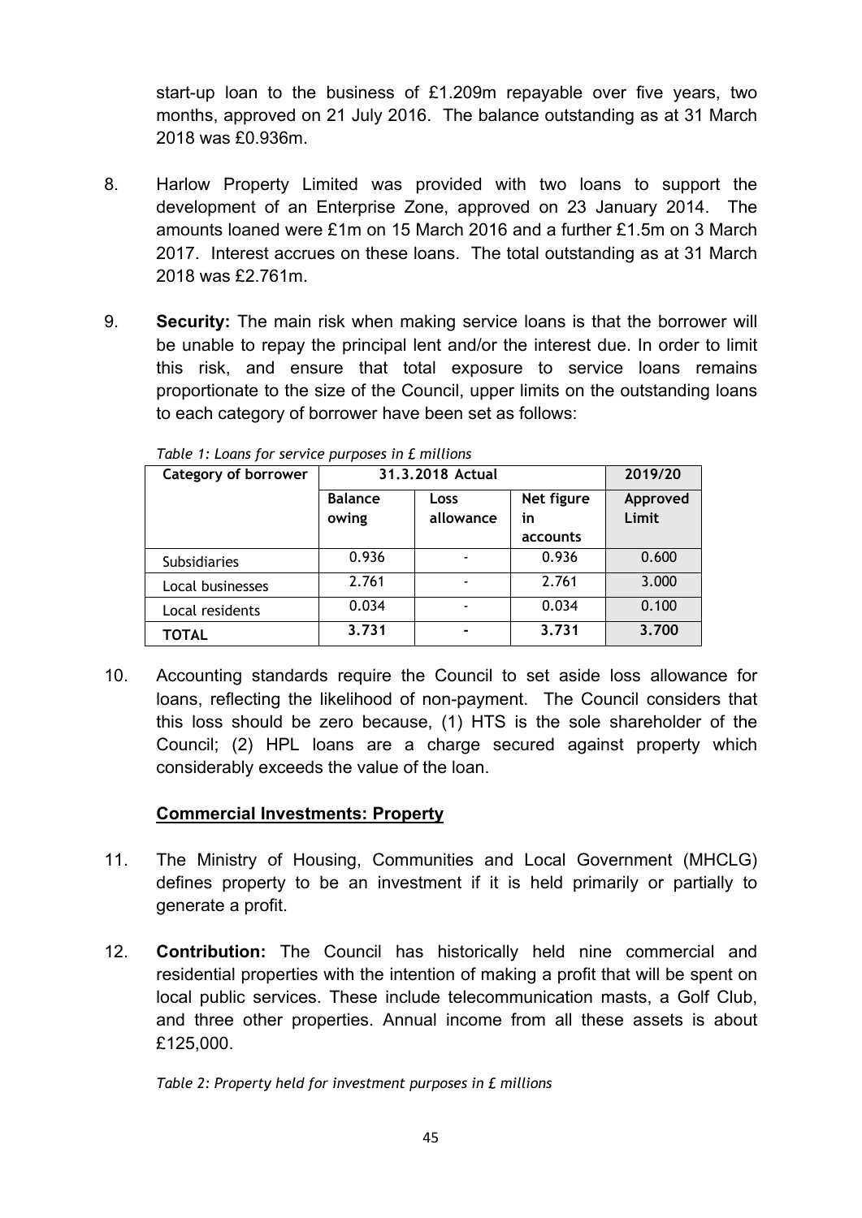start-up loan to the business of £1.209m repayable over five years, two months, approved on 21 July 2016. The balance outstanding as at 31 March 2018 was £0.936m.

8. Harlow Property Limited was provided with two loans to support the development of an Enterprise Zone, approved on 23 January 2014. The amounts loaned were £1m on 15 March 2016 and a further £1.5m on 3 March 2017. Interest accrues on these loans. The total outstanding as at 31 March 2018 was £2.761m.

9. **Security:** The main risk when making service loans is that the borrower will be unable to repay the principal lent and/or the interest due. In order to limit this risk, and ensure that total exposure to service loans remains proportionate to the size of the Council, upper limits on the outstanding loans to each category of borrower have been set as follows:

*Table 1: Loans for service purposes in £ millions*

| Category of borrower | 31.3.2018 Actual | | | 2019/20 |
|---|---|---|---|---|
| | Balance owing | Loss allowance | Net figure in accounts | Approved Limit |
| Subsidiaries | 0.936 | - | 0.936 | 0.600 |
| Local businesses | 2.761 | - | 2.761 | 3.000 |
| Local residents | 0.034 | - | 0.034 | 0.100 |
| **TOTAL** | **3.731** | **-** | **3.731** | **3.700** |

10. Accounting standards require the Council to set aside loss allowance for loans, reflecting the likelihood of non-payment. The Council considers that this loss should be zero because, (1) HTS is the sole shareholder of the Council; (2) HPL loans are a charge secured against property which considerably exceeds the value of the loan.

## Commercial Investments: Property

11. The Ministry of Housing, Communities and Local Government (MHCLG) defines property to be an investment if it is held primarily or partially to generate a profit.

12. **Contribution:** The Council has historically held nine commercial and residential properties with the intention of making a profit that will be spent on local public services. These include telecommunication masts, a Golf Club, and three other properties. Annual income from all these assets is about £125,000.

*Table 2: Property held for investment purposes in £ millions*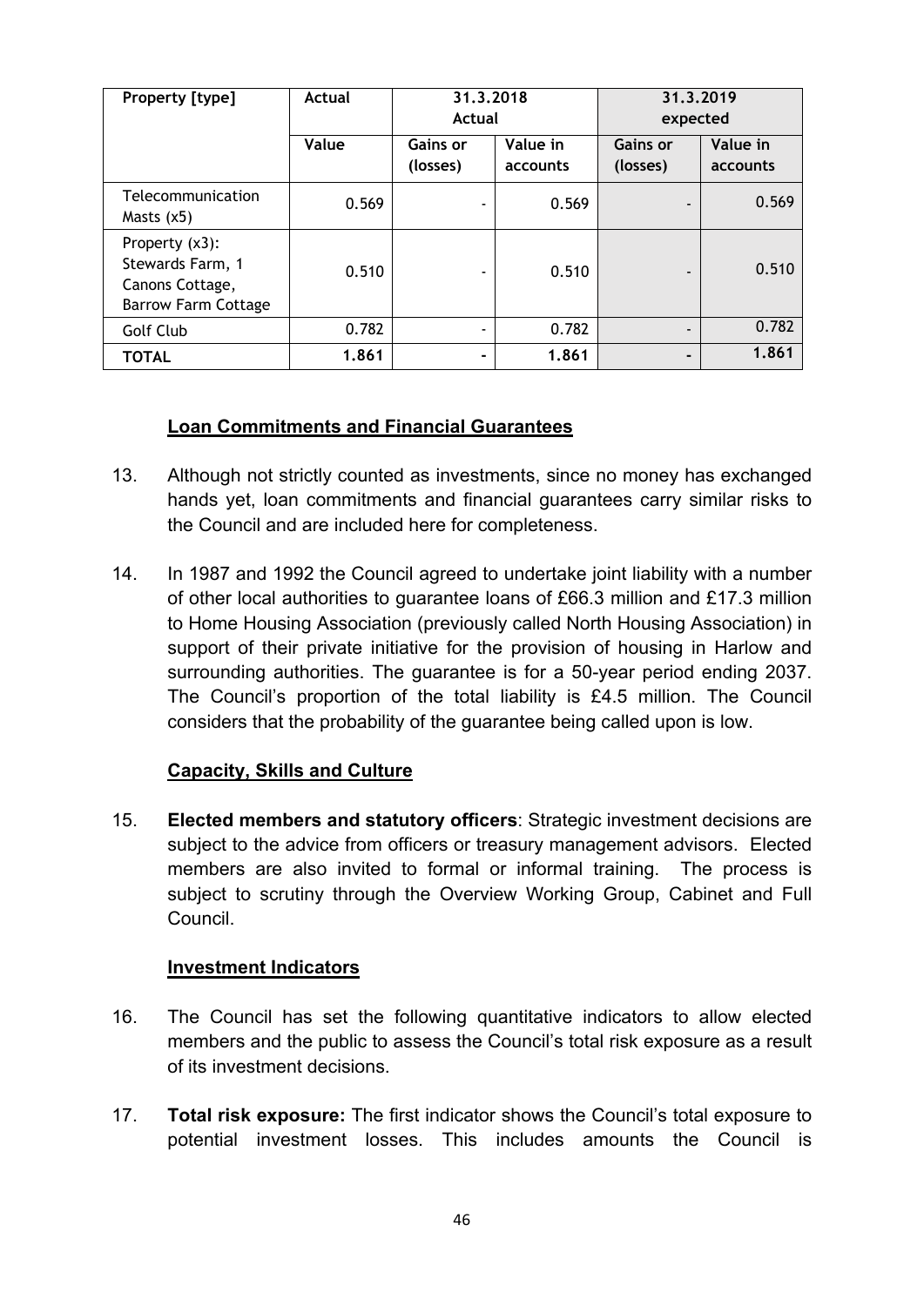| Property [type] | Actual | 31.3.2018 Actual | | 31.3.2019 expected | |
|---|---|---|---|---|---|
| | Value | Gains or (losses) | Value in accounts | Gains or (losses) | Value in accounts |
| Telecommunication Masts (x5) | 0.569 | - | 0.569 | - | 0.569 |
| Property (x3): Stewards Farm, 1 Canons Cottage, Barrow Farm Cottage | 0.510 | - | 0.510 | - | 0.510 |
| Golf Club | 0.782 | - | 0.782 | - | 0.782 |
| **TOTAL** | **1.861** | **-** | **1.861** | **-** | **1.861** |

**Loan Commitments and Financial Guarantees**

13. Although not strictly counted as investments, since no money has exchanged hands yet, loan commitments and financial guarantees carry similar risks to the Council and are included here for completeness.

14. In 1987 and 1992 the Council agreed to undertake joint liability with a number of other local authorities to guarantee loans of £66.3 million and £17.3 million to Home Housing Association (previously called North Housing Association) in support of their private initiative for the provision of housing in Harlow and surrounding authorities. The guarantee is for a 50-year period ending 2037. The Council's proportion of the total liability is £4.5 million. The Council considers that the probability of the guarantee being called upon is low.

**Capacity, Skills and Culture**

15. **Elected members and statutory officers**: Strategic investment decisions are subject to the advice from officers or treasury management advisors. Elected members are also invited to formal or informal training. The process is subject to scrutiny through the Overview Working Group, Cabinet and Full Council.

**Investment Indicators**

16. The Council has set the following quantitative indicators to allow elected members and the public to assess the Council's total risk exposure as a result of its investment decisions.

17. **Total risk exposure:** The first indicator shows the Council's total exposure to potential investment losses. This includes amounts the Council is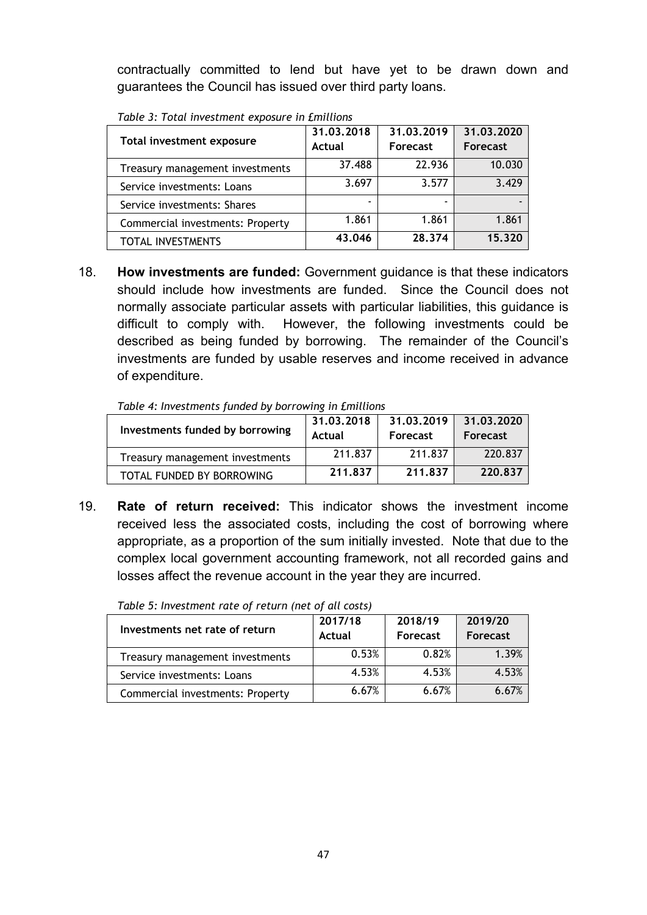contractually committed to lend but have yet to be drawn down and guarantees the Council has issued over third party loans.

*Table 3: Total investment exposure in £millions*

| Total investment exposure | 31.03.2018 Actual | 31.03.2019 Forecast | 31.03.2020 Forecast |
|---|---|---|---|
| Treasury management investments | 37.488 | 22.936 | 10.030 |
| Service investments: Loans | 3.697 | 3.577 | 3.429 |
| Service investments: Shares | - | - | - |
| Commercial investments: Property | 1.861 | 1.861 | 1.861 |
| TOTAL INVESTMENTS | **43.046** | **28.374** | **15.320** |

18. **How investments are funded:** Government guidance is that these indicators should include how investments are funded. Since the Council does not normally associate particular assets with particular liabilities, this guidance is difficult to comply with. However, the following investments could be described as being funded by borrowing. The remainder of the Council's investments are funded by usable reserves and income received in advance of expenditure.

*Table 4: Investments funded by borrowing in £millions*

| Investments funded by borrowing | 31.03.2018 Actual | 31.03.2019 Forecast | 31.03.2020 Forecast |
|---|---|---|---|
| Treasury management investments | 211.837 | 211.837 | 220.837 |
| TOTAL FUNDED BY BORROWING | **211.837** | **211.837** | **220.837** |

19. **Rate of return received:** This indicator shows the investment income received less the associated costs, including the cost of borrowing where appropriate, as a proportion of the sum initially invested. Note that due to the complex local government accounting framework, not all recorded gains and losses affect the revenue account in the year they are incurred.

*Table 5: Investment rate of return (net of all costs)*

| Investments net rate of return | 2017/18 Actual | 2018/19 Forecast | 2019/20 Forecast |
|---|---|---|---|
| Treasury management investments | 0.53% | 0.82% | 1.39% |
| Service investments: Loans | 4.53% | 4.53% | 4.53% |
| Commercial investments: Property | 6.67% | 6.67% | 6.67% |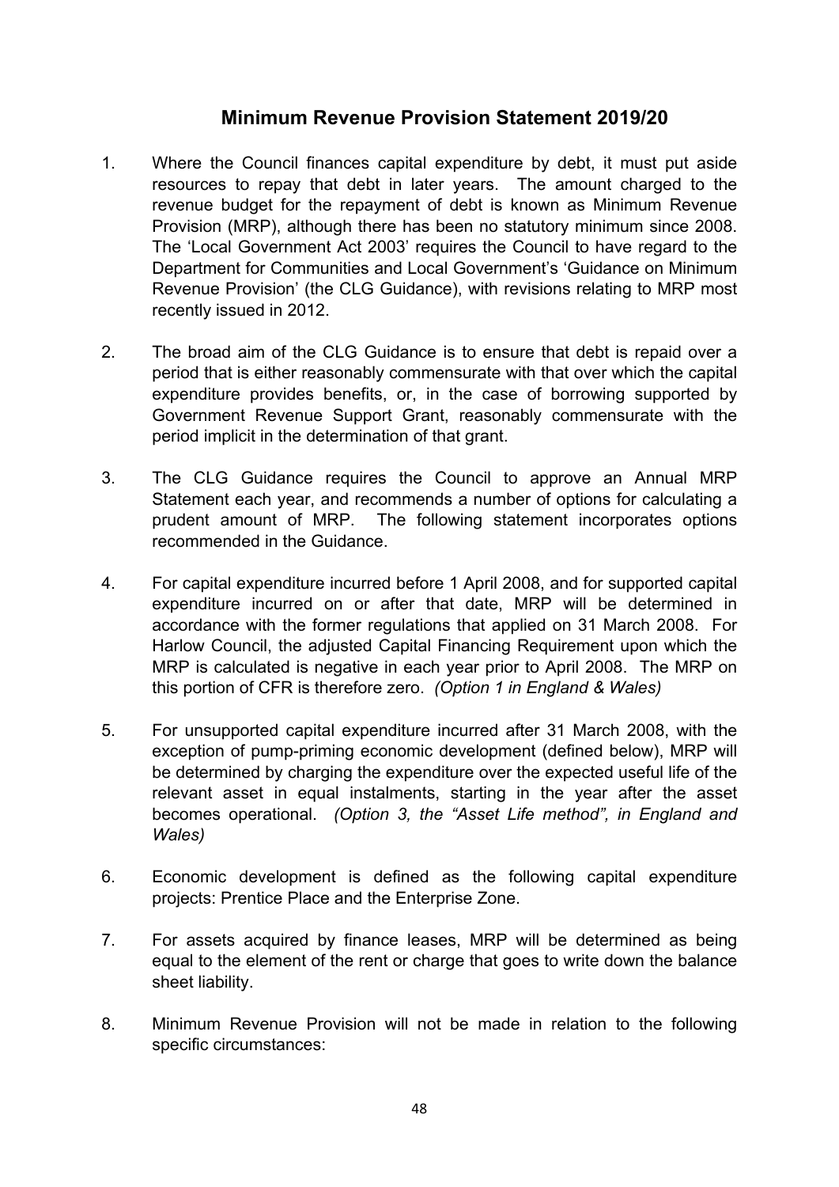## Minimum Revenue Provision Statement 2019/20

1. Where the Council finances capital expenditure by debt, it must put aside resources to repay that debt in later years. The amount charged to the revenue budget for the repayment of debt is known as Minimum Revenue Provision (MRP), although there has been no statutory minimum since 2008. The 'Local Government Act 2003' requires the Council to have regard to the Department for Communities and Local Government's 'Guidance on Minimum Revenue Provision' (the CLG Guidance), with revisions relating to MRP most recently issued in 2012.

2. The broad aim of the CLG Guidance is to ensure that debt is repaid over a period that is either reasonably commensurate with that over which the capital expenditure provides benefits, or, in the case of borrowing supported by Government Revenue Support Grant, reasonably commensurate with the period implicit in the determination of that grant.

3. The CLG Guidance requires the Council to approve an Annual MRP Statement each year, and recommends a number of options for calculating a prudent amount of MRP. The following statement incorporates options recommended in the Guidance.

4. For capital expenditure incurred before 1 April 2008, and for supported capital expenditure incurred on or after that date, MRP will be determined in accordance with the former regulations that applied on 31 March 2008. For Harlow Council, the adjusted Capital Financing Requirement upon which the MRP is calculated is negative in each year prior to April 2008. The MRP on this portion of CFR is therefore zero. *(Option 1 in England & Wales)*

5. For unsupported capital expenditure incurred after 31 March 2008, with the exception of pump-priming economic development (defined below), MRP will be determined by charging the expenditure over the expected useful life of the relevant asset in equal instalments, starting in the year after the asset becomes operational. *(Option 3, the "Asset Life method", in England and Wales)*

6. Economic development is defined as the following capital expenditure projects: Prentice Place and the Enterprise Zone.

7. For assets acquired by finance leases, MRP will be determined as being equal to the element of the rent or charge that goes to write down the balance sheet liability.

8. Minimum Revenue Provision will not be made in relation to the following specific circumstances: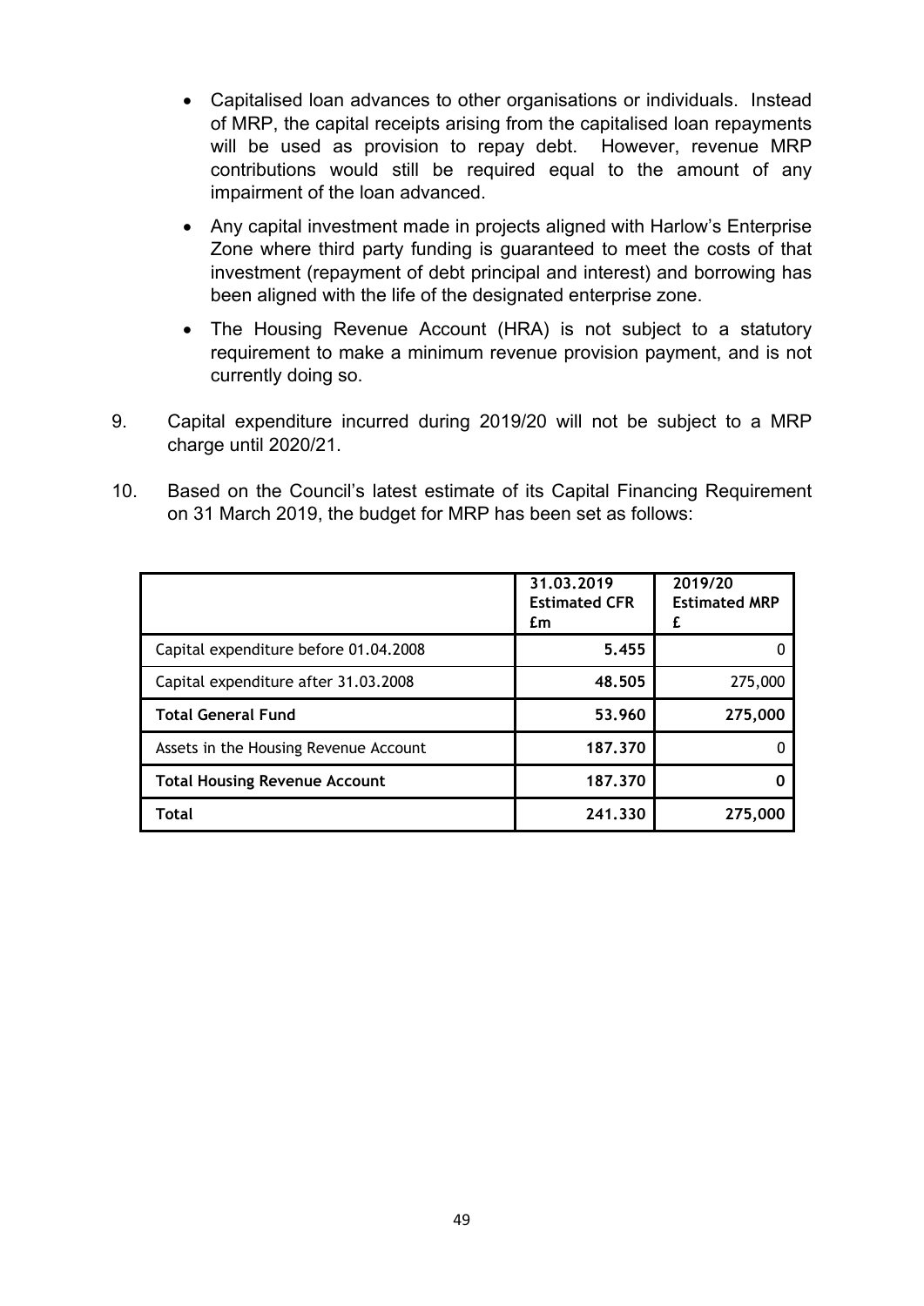- Capitalised loan advances to other organisations or individuals. Instead of MRP, the capital receipts arising from the capitalised loan repayments will be used as provision to repay debt. However, revenue MRP contributions would still be required equal to the amount of any impairment of the loan advanced.
- Any capital investment made in projects aligned with Harlow's Enterprise Zone where third party funding is guaranteed to meet the costs of that investment (repayment of debt principal and interest) and borrowing has been aligned with the life of the designated enterprise zone.
- The Housing Revenue Account (HRA) is not subject to a statutory requirement to make a minimum revenue provision payment, and is not currently doing so.

9. Capital expenditure incurred during 2019/20 will not be subject to a MRP charge until 2020/21.

10. Based on the Council's latest estimate of its Capital Financing Requirement on 31 March 2019, the budget for MRP has been set as follows:

| | **31.03.2019 Estimated CFR £m** | **2019/20 Estimated MRP £** |
|---|---|---|
| Capital expenditure before 01.04.2008 | **5.455** | 0 |
| Capital expenditure after 31.03.2008 | **48.505** | 275,000 |
| **Total General Fund** | **53.960** | **275,000** |
| Assets in the Housing Revenue Account | **187.370** | 0 |
| **Total Housing Revenue Account** | **187.370** | **0** |
| **Total** | **241.330** | **275,000** |